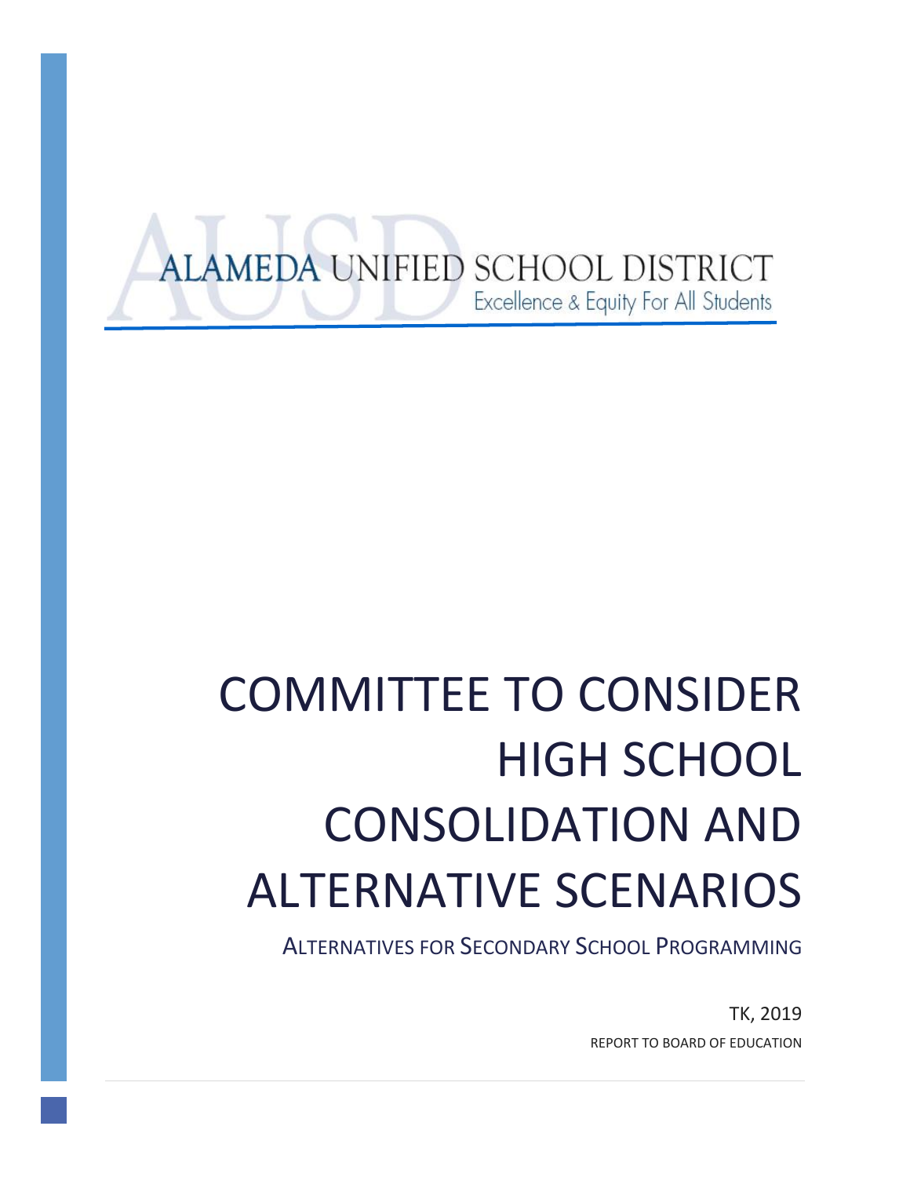ALAMEDA UNIFIED SCHOOL DISTRICT

Excellence & Equity For All Students

# COMMITTEE TO CONSIDER HIGH SCHOOL CONSOLIDATION AND ALTERNATIVE SCENARIOS

## ALTERNATIVES FOR SECONDARY SCHOOL PROGRAMMING

TK, 2019

REPORT TO BOARD OF EDUCATION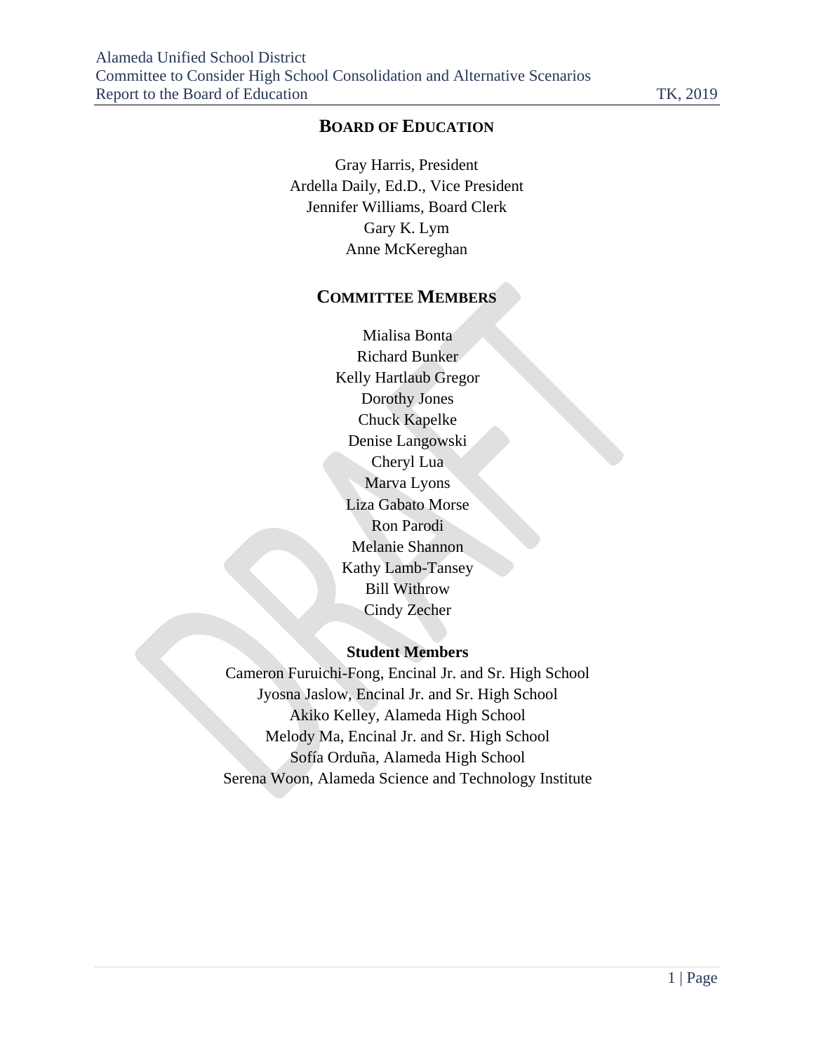## Board of Education

Gray Harris, President
Ardella Daily, Ed.D., Vice President
Jennifer Williams, Board Clerk
Gary K. Lym
Anne McKereghan

## Committee Members

Mialisa Bonta
Richard Bunker
Kelly Hartlaub Gregor
Dorothy Jones
Chuck Kapelke
Denise Langowski
Cheryl Lua
Marva Lyons
Liza Gabato Morse
Ron Parodi
Melanie Shannon
Kathy Lamb-Tansey
Bill Withrow
Cindy Zecher

### Student Members

Cameron Furuichi-Fong, Encinal Jr. and Sr. High School
Jyosna Jaslow, Encinal Jr. and Sr. High School
Akiko Kelley, Alameda High School
Melody Ma, Encinal Jr. and Sr. High School
Sofía Orduña, Alameda High School
Serena Woon, Alameda Science and Technology Institute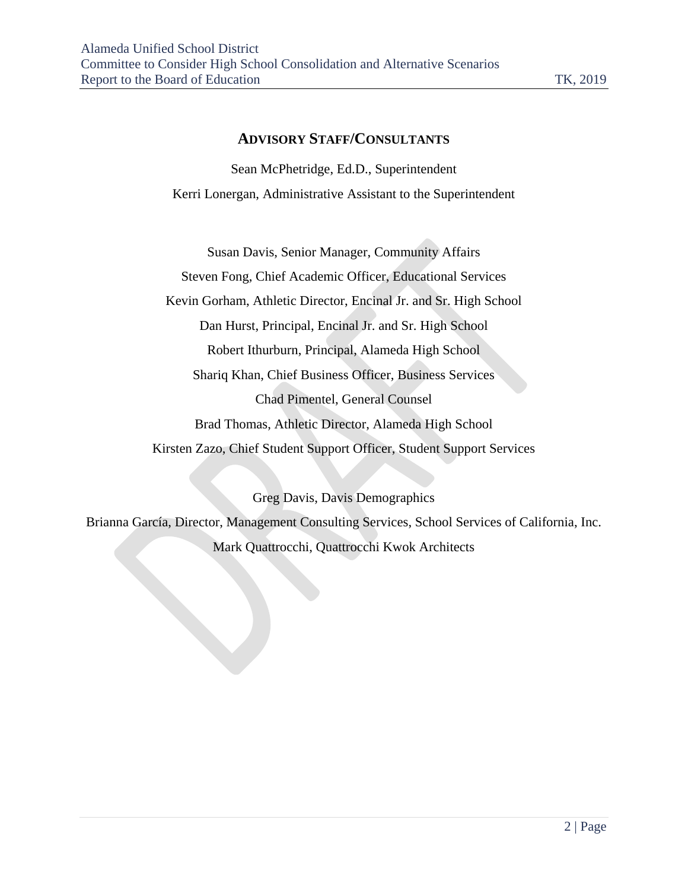## ADVISORY STAFF/CONSULTANTS

Sean McPhetridge, Ed.D., Superintendent

Kerri Lonergan, Administrative Assistant to the Superintendent

Susan Davis, Senior Manager, Community Affairs

Steven Fong, Chief Academic Officer, Educational Services

Kevin Gorham, Athletic Director, Encinal Jr. and Sr. High School

Dan Hurst, Principal, Encinal Jr. and Sr. High School

Robert Ithurburn, Principal, Alameda High School

Shariq Khan, Chief Business Officer, Business Services

Chad Pimentel, General Counsel

Brad Thomas, Athletic Director, Alameda High School

Kirsten Zazo, Chief Student Support Officer, Student Support Services

Greg Davis, Davis Demographics

Brianna García, Director, Management Consulting Services, School Services of California, Inc.

Mark Quattrocchi, Quattrocchi Kwok Architects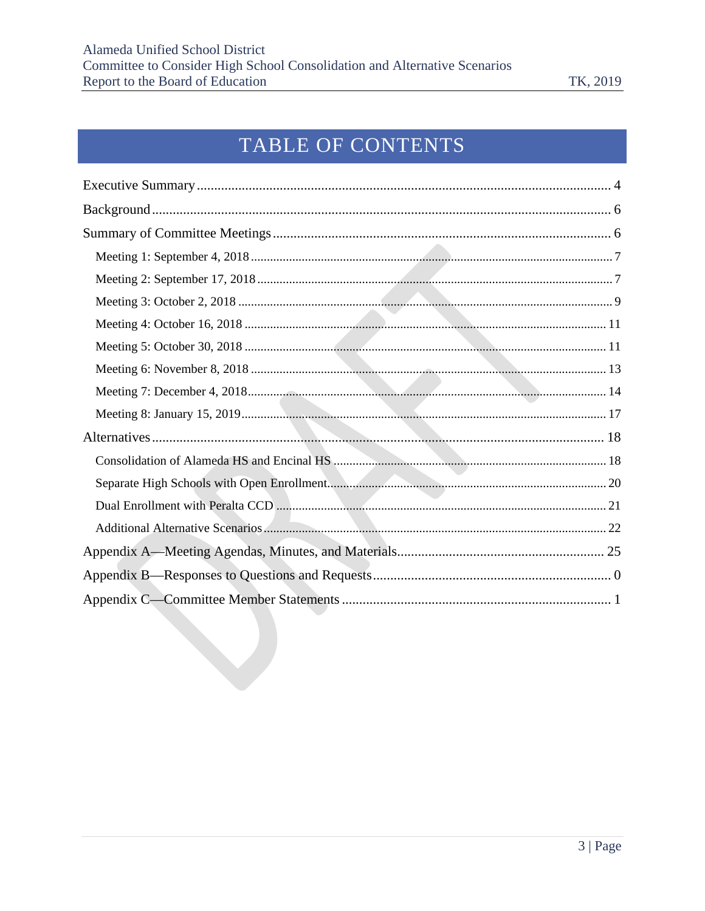# TABLE OF CONTENTS

Executive Summary ........................................................................................................ 4

Background ...................................................................................................................... 6

Summary of Committee Meetings .................................................................................. 6

- Meeting 1: September 4, 2018 ........................................................................................ 7
- Meeting 2: September 17, 2018 ...................................................................................... 7
- Meeting 3: October 2, 2018 ............................................................................................. 9
- Meeting 4: October 16, 2018 ......................................................................................... 11
- Meeting 5: October 30, 2018 ......................................................................................... 11
- Meeting 6: November 8, 2018 ....................................................................................... 13
- Meeting 7: December 4, 2018 ........................................................................................ 14
- Meeting 8: January 15, 2019 .......................................................................................... 17

Alternatives ..................................................................................................................... 18

- Consolidation of Alameda HS and Encinal HS ............................................................. 18
- Separate High Schools with Open Enrollment ............................................................... 20
- Dual Enrollment with Peralta CCD ................................................................................ 21
- Additional Alternative Scenarios ................................................................................... 22

Appendix A—Meeting Agendas, Minutes, and Materials ............................................ 25

Appendix B—Responses to Questions and Requests ..................................................... 0

Appendix C—Committee Member Statements ............................................................... 1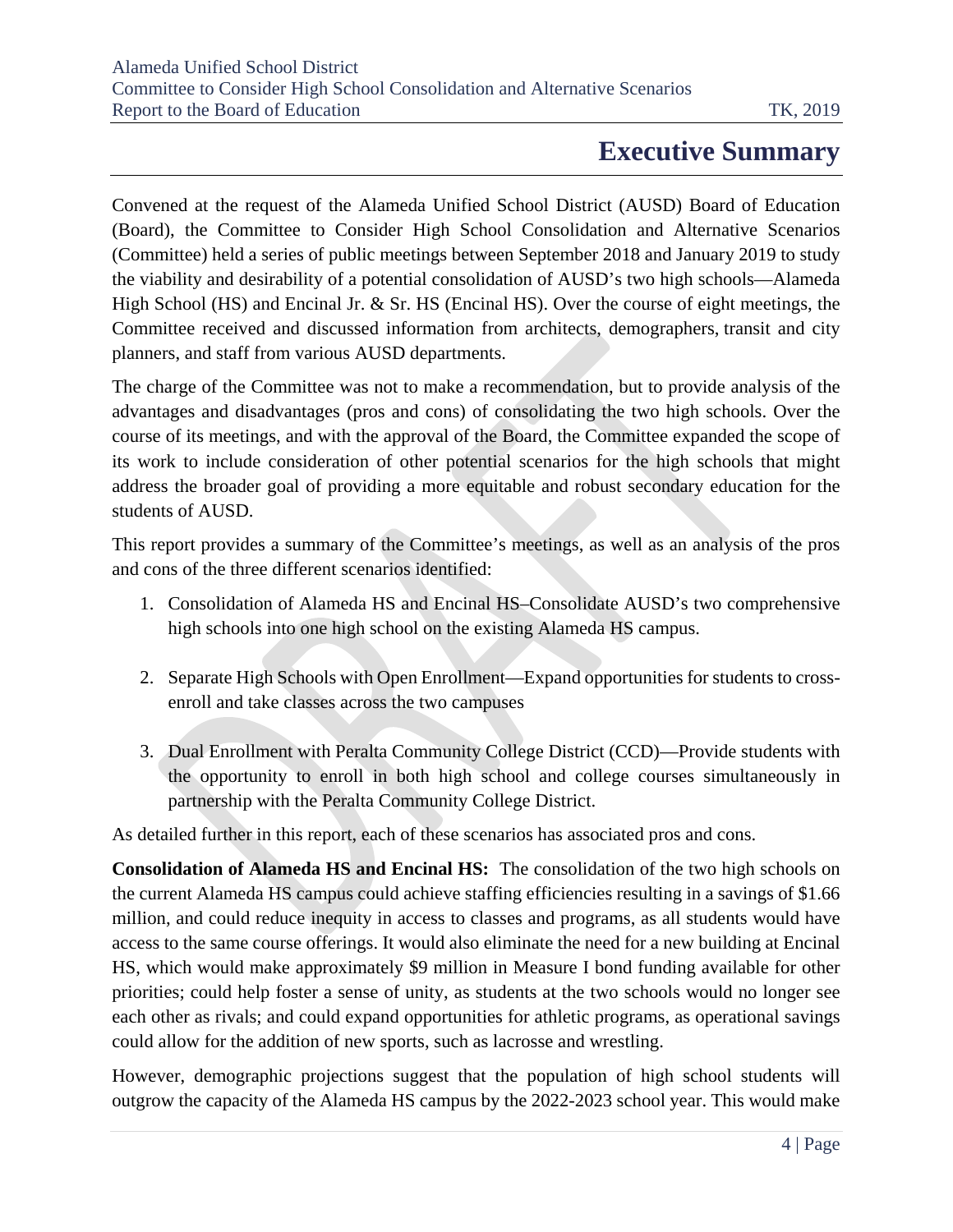# Executive Summary

Convened at the request of the Alameda Unified School District (AUSD) Board of Education (Board), the Committee to Consider High School Consolidation and Alternative Scenarios (Committee) held a series of public meetings between September 2018 and January 2019 to study the viability and desirability of a potential consolidation of AUSD's two high schools—Alameda High School (HS) and Encinal Jr. & Sr. HS (Encinal HS). Over the course of eight meetings, the Committee received and discussed information from architects, demographers, transit and city planners, and staff from various AUSD departments.

The charge of the Committee was not to make a recommendation, but to provide analysis of the advantages and disadvantages (pros and cons) of consolidating the two high schools. Over the course of its meetings, and with the approval of the Board, the Committee expanded the scope of its work to include consideration of other potential scenarios for the high schools that might address the broader goal of providing a more equitable and robust secondary education for the students of AUSD.

This report provides a summary of the Committee's meetings, as well as an analysis of the pros and cons of the three different scenarios identified:

1. Consolidation of Alameda HS and Encinal HS–Consolidate AUSD's two comprehensive high schools into one high school on the existing Alameda HS campus.

2. Separate High Schools with Open Enrollment—Expand opportunities for students to cross-enroll and take classes across the two campuses

3. Dual Enrollment with Peralta Community College District (CCD)—Provide students with the opportunity to enroll in both high school and college courses simultaneously in partnership with the Peralta Community College District.

As detailed further in this report, each of these scenarios has associated pros and cons.

**Consolidation of Alameda HS and Encinal HS:** The consolidation of the two high schools on the current Alameda HS campus could achieve staffing efficiencies resulting in a savings of $1.66 million, and could reduce inequity in access to classes and programs, as all students would have access to the same course offerings. It would also eliminate the need for a new building at Encinal HS, which would make approximately $9 million in Measure I bond funding available for other priorities; could help foster a sense of unity, as students at the two schools would no longer see each other as rivals; and could expand opportunities for athletic programs, as operational savings could allow for the addition of new sports, such as lacrosse and wrestling.

However, demographic projections suggest that the population of high school students will outgrow the capacity of the Alameda HS campus by the 2022-2023 school year. This would make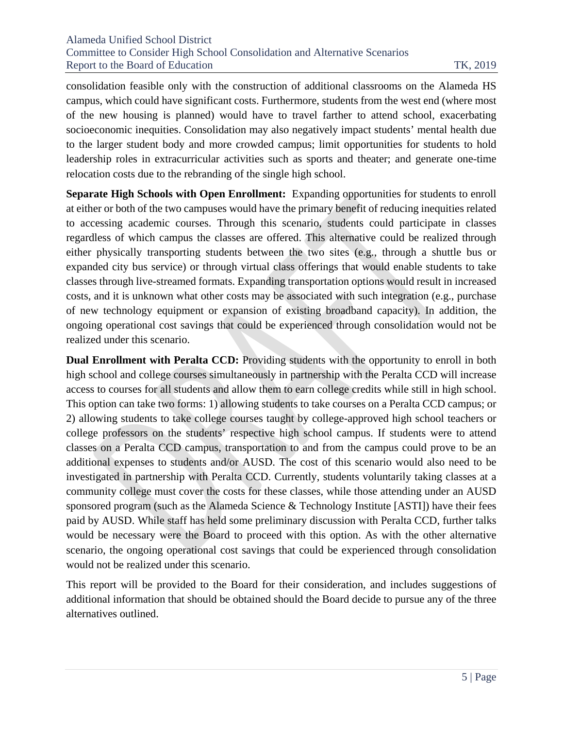consolidation feasible only with the construction of additional classrooms on the Alameda HS campus, which could have significant costs. Furthermore, students from the west end (where most of the new housing is planned) would have to travel farther to attend school, exacerbating socioeconomic inequities. Consolidation may also negatively impact students' mental health due to the larger student body and more crowded campus; limit opportunities for students to hold leadership roles in extracurricular activities such as sports and theater; and generate one-time relocation costs due to the rebranding of the single high school.

**Separate High Schools with Open Enrollment:** Expanding opportunities for students to enroll at either or both of the two campuses would have the primary benefit of reducing inequities related to accessing academic courses. Through this scenario, students could participate in classes regardless of which campus the classes are offered. This alternative could be realized through either physically transporting students between the two sites (e.g., through a shuttle bus or expanded city bus service) or through virtual class offerings that would enable students to take classes through live-streamed formats. Expanding transportation options would result in increased costs, and it is unknown what other costs may be associated with such integration (e.g., purchase of new technology equipment or expansion of existing broadband capacity). In addition, the ongoing operational cost savings that could be experienced through consolidation would not be realized under this scenario.

**Dual Enrollment with Peralta CCD:** Providing students with the opportunity to enroll in both high school and college courses simultaneously in partnership with the Peralta CCD will increase access to courses for all students and allow them to earn college credits while still in high school. This option can take two forms: 1) allowing students to take courses on a Peralta CCD campus; or 2) allowing students to take college courses taught by college-approved high school teachers or college professors on the students' respective high school campus. If students were to attend classes on a Peralta CCD campus, transportation to and from the campus could prove to be an additional expenses to students and/or AUSD. The cost of this scenario would also need to be investigated in partnership with Peralta CCD. Currently, students voluntarily taking classes at a community college must cover the costs for these classes, while those attending under an AUSD sponsored program (such as the Alameda Science & Technology Institute [ASTI]) have their fees paid by AUSD. While staff has held some preliminary discussion with Peralta CCD, further talks would be necessary were the Board to proceed with this option. As with the other alternative scenario, the ongoing operational cost savings that could be experienced through consolidation would not be realized under this scenario.

This report will be provided to the Board for their consideration, and includes suggestions of additional information that should be obtained should the Board decide to pursue any of the three alternatives outlined.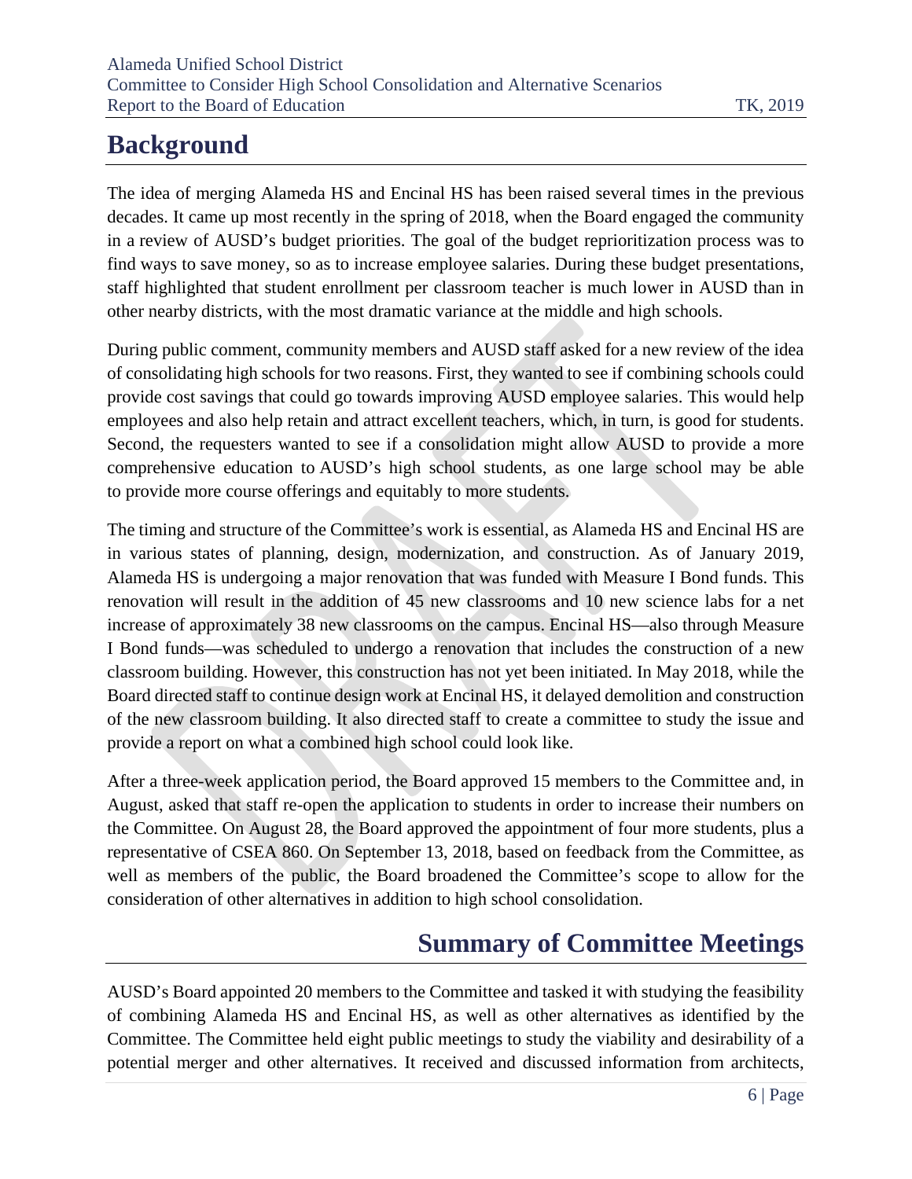# Background

The idea of merging Alameda HS and Encinal HS has been raised several times in the previous decades. It came up most recently in the spring of 2018, when the Board engaged the community in a review of AUSD's budget priorities. The goal of the budget reprioritization process was to find ways to save money, so as to increase employee salaries. During these budget presentations, staff highlighted that student enrollment per classroom teacher is much lower in AUSD than in other nearby districts, with the most dramatic variance at the middle and high schools.

During public comment, community members and AUSD staff asked for a new review of the idea of consolidating high schools for two reasons. First, they wanted to see if combining schools could provide cost savings that could go towards improving AUSD employee salaries. This would help employees and also help retain and attract excellent teachers, which, in turn, is good for students. Second, the requesters wanted to see if a consolidation might allow AUSD to provide a more comprehensive education to AUSD's high school students, as one large school may be able to provide more course offerings and equitably to more students.

The timing and structure of the Committee's work is essential, as Alameda HS and Encinal HS are in various states of planning, design, modernization, and construction. As of January 2019, Alameda HS is undergoing a major renovation that was funded with Measure I Bond funds. This renovation will result in the addition of 45 new classrooms and 10 new science labs for a net increase of approximately 38 new classrooms on the campus. Encinal HS—also through Measure I Bond funds—was scheduled to undergo a renovation that includes the construction of a new classroom building. However, this construction has not yet been initiated. In May 2018, while the Board directed staff to continue design work at Encinal HS, it delayed demolition and construction of the new classroom building. It also directed staff to create a committee to study the issue and provide a report on what a combined high school could look like.

After a three-week application period, the Board approved 15 members to the Committee and, in August, asked that staff re-open the application to students in order to increase their numbers on the Committee. On August 28, the Board approved the appointment of four more students, plus a representative of CSEA 860. On September 13, 2018, based on feedback from the Committee, as well as members of the public, the Board broadened the Committee's scope to allow for the consideration of other alternatives in addition to high school consolidation.

# Summary of Committee Meetings

AUSD's Board appointed 20 members to the Committee and tasked it with studying the feasibility of combining Alameda HS and Encinal HS, as well as other alternatives as identified by the Committee. The Committee held eight public meetings to study the viability and desirability of a potential merger and other alternatives. It received and discussed information from architects,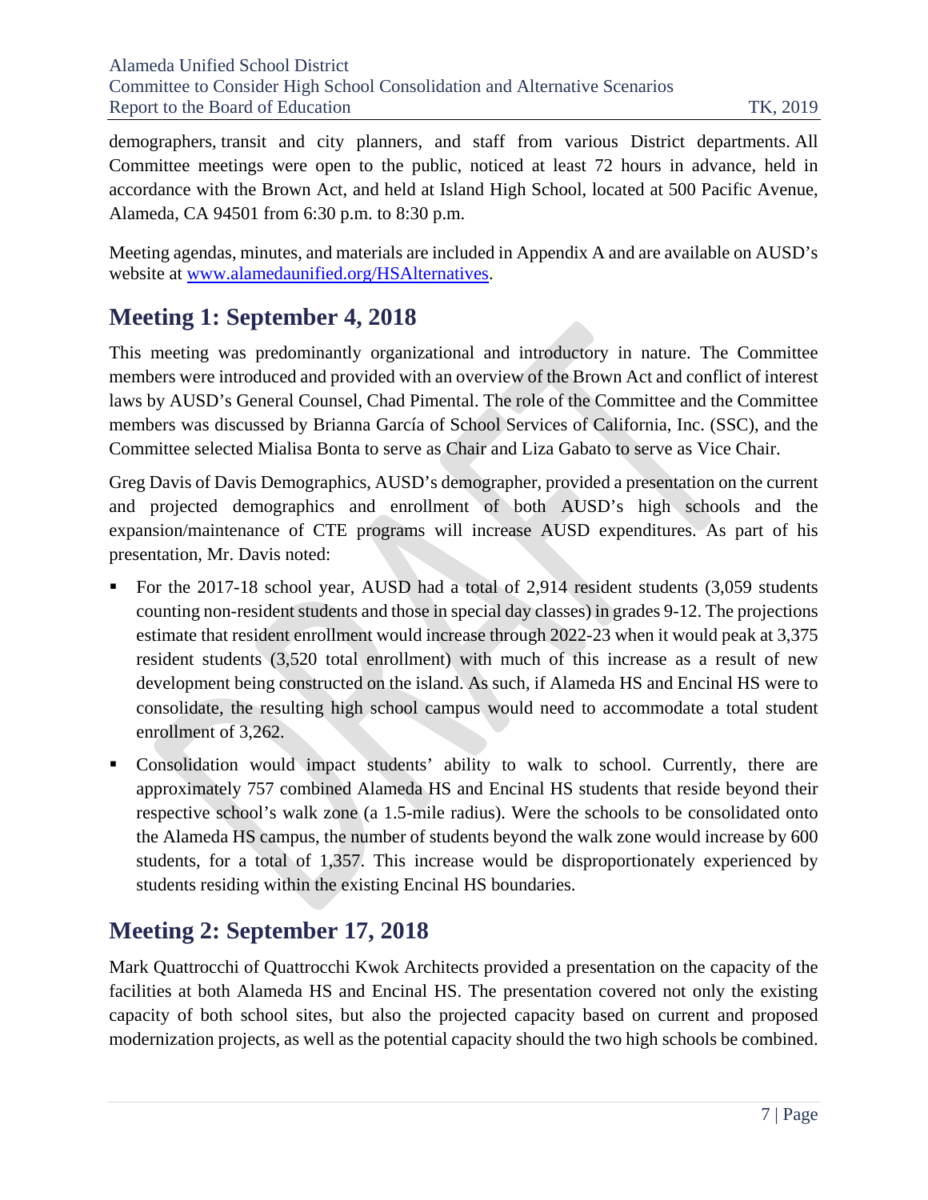demographers, transit and city planners, and staff from various District departments. All Committee meetings were open to the public, noticed at least 72 hours in advance, held in accordance with the Brown Act, and held at Island High School, located at 500 Pacific Avenue, Alameda, CA 94501 from 6:30 p.m. to 8:30 p.m.

Meeting agendas, minutes, and materials are included in Appendix A and are available on AUSD's website at [www.alamedaunified.org/HSAlternatives](www.alamedaunified.org/HSAlternatives).

## Meeting 1: September 4, 2018

This meeting was predominantly organizational and introductory in nature. The Committee members were introduced and provided with an overview of the Brown Act and conflict of interest laws by AUSD's General Counsel, Chad Pimental. The role of the Committee and the Committee members was discussed by Brianna García of School Services of California, Inc. (SSC), and the Committee selected Mialisa Bonta to serve as Chair and Liza Gabato to serve as Vice Chair.

Greg Davis of Davis Demographics, AUSD's demographer, provided a presentation on the current and projected demographics and enrollment of both AUSD's high schools and the expansion/maintenance of CTE programs will increase AUSD expenditures. As part of his presentation, Mr. Davis noted:

- For the 2017-18 school year, AUSD had a total of 2,914 resident students (3,059 students counting non-resident students and those in special day classes) in grades 9-12. The projections estimate that resident enrollment would increase through 2022-23 when it would peak at 3,375 resident students (3,520 total enrollment) with much of this increase as a result of new development being constructed on the island. As such, if Alameda HS and Encinal HS were to consolidate, the resulting high school campus would need to accommodate a total student enrollment of 3,262.
- Consolidation would impact students' ability to walk to school. Currently, there are approximately 757 combined Alameda HS and Encinal HS students that reside beyond their respective school's walk zone (a 1.5-mile radius). Were the schools to be consolidated onto the Alameda HS campus, the number of students beyond the walk zone would increase by 600 students, for a total of 1,357. This increase would be disproportionately experienced by students residing within the existing Encinal HS boundaries.

## Meeting 2: September 17, 2018

Mark Quattrocchi of Quattrocchi Kwok Architects provided a presentation on the capacity of the facilities at both Alameda HS and Encinal HS. The presentation covered not only the existing capacity of both school sites, but also the projected capacity based on current and proposed modernization projects, as well as the potential capacity should the two high schools be combined.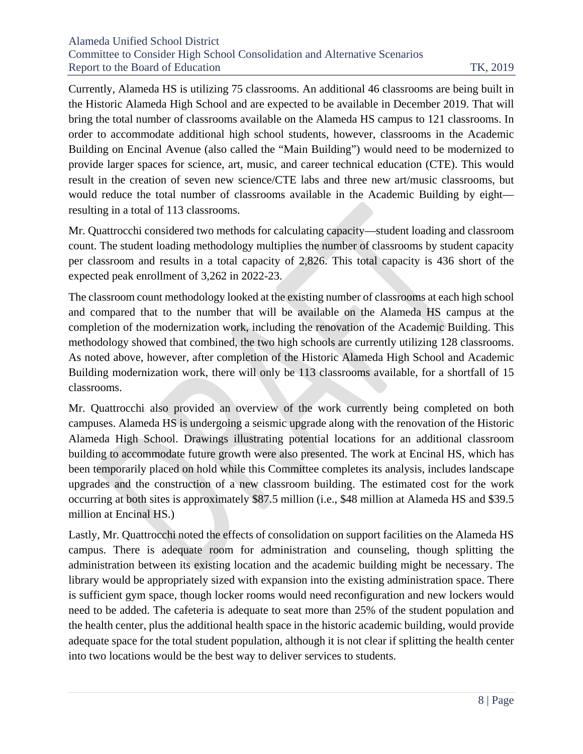Currently, Alameda HS is utilizing 75 classrooms. An additional 46 classrooms are being built in the Historic Alameda High School and are expected to be available in December 2019. That will bring the total number of classrooms available on the Alameda HS campus to 121 classrooms. In order to accommodate additional high school students, however, classrooms in the Academic Building on Encinal Avenue (also called the "Main Building") would need to be modernized to provide larger spaces for science, art, music, and career technical education (CTE). This would result in the creation of seven new science/CTE labs and three new art/music classrooms, but would reduce the total number of classrooms available in the Academic Building by eight—resulting in a total of 113 classrooms.

Mr. Quattrocchi considered two methods for calculating capacity—student loading and classroom count. The student loading methodology multiplies the number of classrooms by student capacity per classroom and results in a total capacity of 2,826. This total capacity is 436 short of the expected peak enrollment of 3,262 in 2022-23.

The classroom count methodology looked at the existing number of classrooms at each high school and compared that to the number that will be available on the Alameda HS campus at the completion of the modernization work, including the renovation of the Academic Building. This methodology showed that combined, the two high schools are currently utilizing 128 classrooms. As noted above, however, after completion of the Historic Alameda High School and Academic Building modernization work, there will only be 113 classrooms available, for a shortfall of 15 classrooms.

Mr. Quattrocchi also provided an overview of the work currently being completed on both campuses. Alameda HS is undergoing a seismic upgrade along with the renovation of the Historic Alameda High School. Drawings illustrating potential locations for an additional classroom building to accommodate future growth were also presented. The work at Encinal HS, which has been temporarily placed on hold while this Committee completes its analysis, includes landscape upgrades and the construction of a new classroom building. The estimated cost for the work occurring at both sites is approximately $87.5 million (i.e., $48 million at Alameda HS and $39.5 million at Encinal HS.)

Lastly, Mr. Quattrocchi noted the effects of consolidation on support facilities on the Alameda HS campus. There is adequate room for administration and counseling, though splitting the administration between its existing location and the academic building might be necessary. The library would be appropriately sized with expansion into the existing administration space. There is sufficient gym space, though locker rooms would need reconfiguration and new lockers would need to be added. The cafeteria is adequate to seat more than 25% of the student population and the health center, plus the additional health space in the historic academic building, would provide adequate space for the total student population, although it is not clear if splitting the health center into two locations would be the best way to deliver services to students.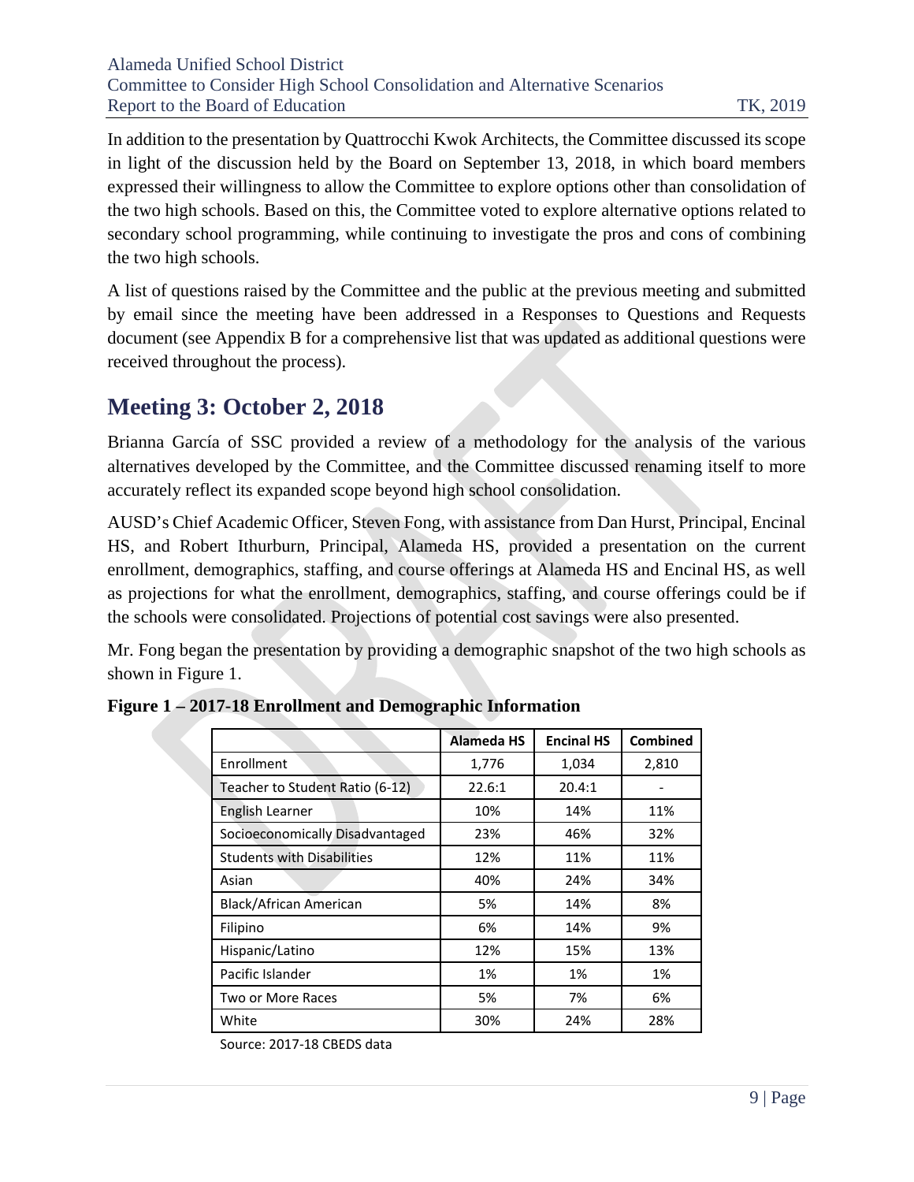In addition to the presentation by Quattrocchi Kwok Architects, the Committee discussed its scope in light of the discussion held by the Board on September 13, 2018, in which board members expressed their willingness to allow the Committee to explore options other than consolidation of the two high schools. Based on this, the Committee voted to explore alternative options related to secondary school programming, while continuing to investigate the pros and cons of combining the two high schools.

A list of questions raised by the Committee and the public at the previous meeting and submitted by email since the meeting have been addressed in a Responses to Questions and Requests document (see Appendix B for a comprehensive list that was updated as additional questions were received throughout the process).

## Meeting 3: October 2, 2018

Brianna García of SSC provided a review of a methodology for the analysis of the various alternatives developed by the Committee, and the Committee discussed renaming itself to more accurately reflect its expanded scope beyond high school consolidation.

AUSD's Chief Academic Officer, Steven Fong, with assistance from Dan Hurst, Principal, Encinal HS, and Robert Ithurburn, Principal, Alameda HS, provided a presentation on the current enrollment, demographics, staffing, and course offerings at Alameda HS and Encinal HS, as well as projections for what the enrollment, demographics, staffing, and course offerings could be if the schools were consolidated. Projections of potential cost savings were also presented.

Mr. Fong began the presentation by providing a demographic snapshot of the two high schools as shown in Figure 1.

**Figure 1 – 2017-18 Enrollment and Demographic Information**

| | Alameda HS | Encinal HS | Combined |
|---|---|---|---|
| Enrollment | 1,776 | 1,034 | 2,810 |
| Teacher to Student Ratio (6-12) | 22.6:1 | 20.4:1 | - |
| English Learner | 10% | 14% | 11% |
| Socioeconomically Disadvantaged | 23% | 46% | 32% |
| Students with Disabilities | 12% | 11% | 11% |
| Asian | 40% | 24% | 34% |
| Black/African American | 5% | 14% | 8% |
| Filipino | 6% | 14% | 9% |
| Hispanic/Latino | 12% | 15% | 13% |
| Pacific Islander | 1% | 1% | 1% |
| Two or More Races | 5% | 7% | 6% |
| White | 30% | 24% | 28% |

Source: 2017-18 CBEDS data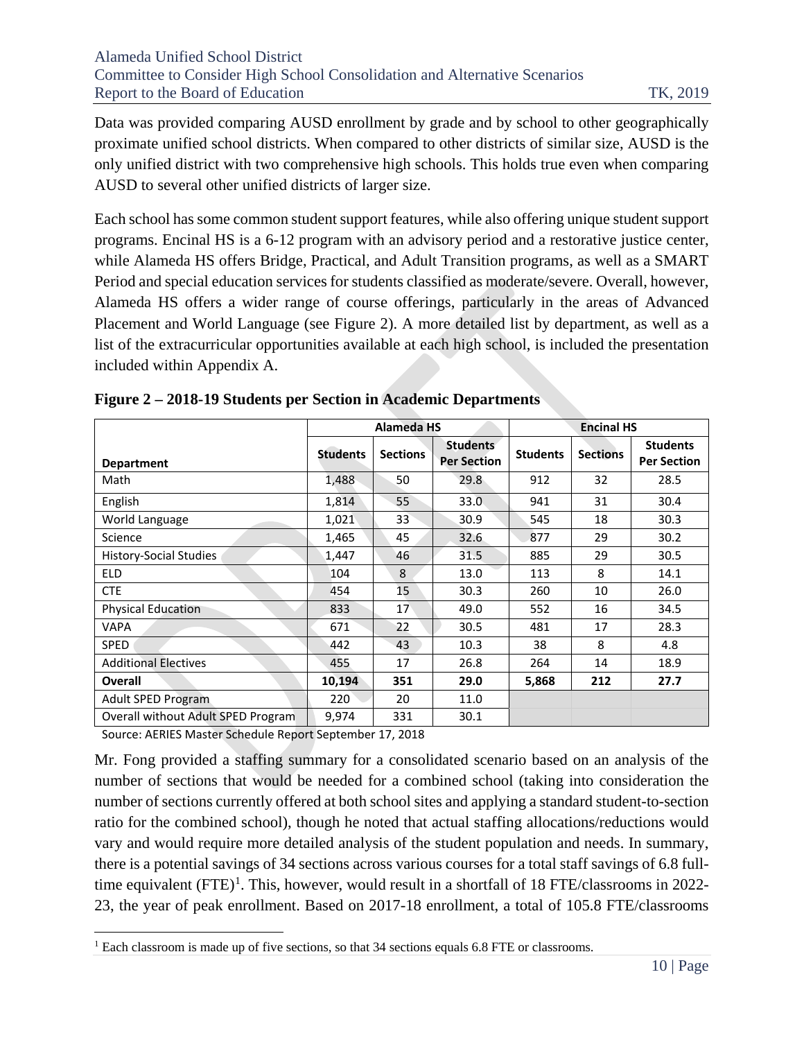Data was provided comparing AUSD enrollment by grade and by school to other geographically proximate unified school districts. When compared to other districts of similar size, AUSD is the only unified district with two comprehensive high schools. This holds true even when comparing AUSD to several other unified districts of larger size.

Each school has some common student support features, while also offering unique student support programs. Encinal HS is a 6-12 program with an advisory period and a restorative justice center, while Alameda HS offers Bridge, Practical, and Adult Transition programs, as well as a SMART Period and special education services for students classified as moderate/severe. Overall, however, Alameda HS offers a wider range of course offerings, particularly in the areas of Advanced Placement and World Language (see Figure 2). A more detailed list by department, as well as a list of the extracurricular opportunities available at each high school, is included the presentation included within Appendix A.

**Figure 2 – 2018-19 Students per Section in Academic Departments**

| | Alameda HS | | | Encinal HS | | |
|---|---|---|---|---|---|---|
| **Department** | **Students** | **Sections** | **Students Per Section** | **Students** | **Sections** | **Students Per Section** |
| Math | 1,488 | 50 | 29.8 | 912 | 32 | 28.5 |
| English | 1,814 | 55 | 33.0 | 941 | 31 | 30.4 |
| World Language | 1,021 | 33 | 30.9 | 545 | 18 | 30.3 |
| Science | 1,465 | 45 | 32.6 | 877 | 29 | 30.2 |
| History-Social Studies | 1,447 | 46 | 31.5 | 885 | 29 | 30.5 |
| ELD | 104 | 8 | 13.0 | 113 | 8 | 14.1 |
| CTE | 454 | 15 | 30.3 | 260 | 10 | 26.0 |
| Physical Education | 833 | 17 | 49.0 | 552 | 16 | 34.5 |
| VAPA | 671 | 22 | 30.5 | 481 | 17 | 28.3 |
| SPED | 442 | 43 | 10.3 | 38 | 8 | 4.8 |
| Additional Electives | 455 | 17 | 26.8 | 264 | 14 | 18.9 |
| **Overall** | **10,194** | **351** | **29.0** | **5,868** | **212** | **27.7** |
| Adult SPED Program | 220 | 20 | 11.0 | | | |
| Overall without Adult SPED Program | 9,974 | 331 | 30.1 | | | |

Source: AERIES Master Schedule Report September 17, 2018

Mr. Fong provided a staffing summary for a consolidated scenario based on an analysis of the number of sections that would be needed for a combined school (taking into consideration the number of sections currently offered at both school sites and applying a standard student-to-section ratio for the combined school), though he noted that actual staffing allocations/reductions would vary and would require more detailed analysis of the student population and needs. In summary, there is a potential savings of 34 sections across various courses for a total staff savings of 6.8 full-time equivalent (FTE)[1]. This, however, would result in a shortfall of 18 FTE/classrooms in 2022-23, the year of peak enrollment. Based on 2017-18 enrollment, a total of 105.8 FTE/classrooms

[1] Each classroom is made up of five sections, so that 34 sections equals 6.8 FTE or classrooms.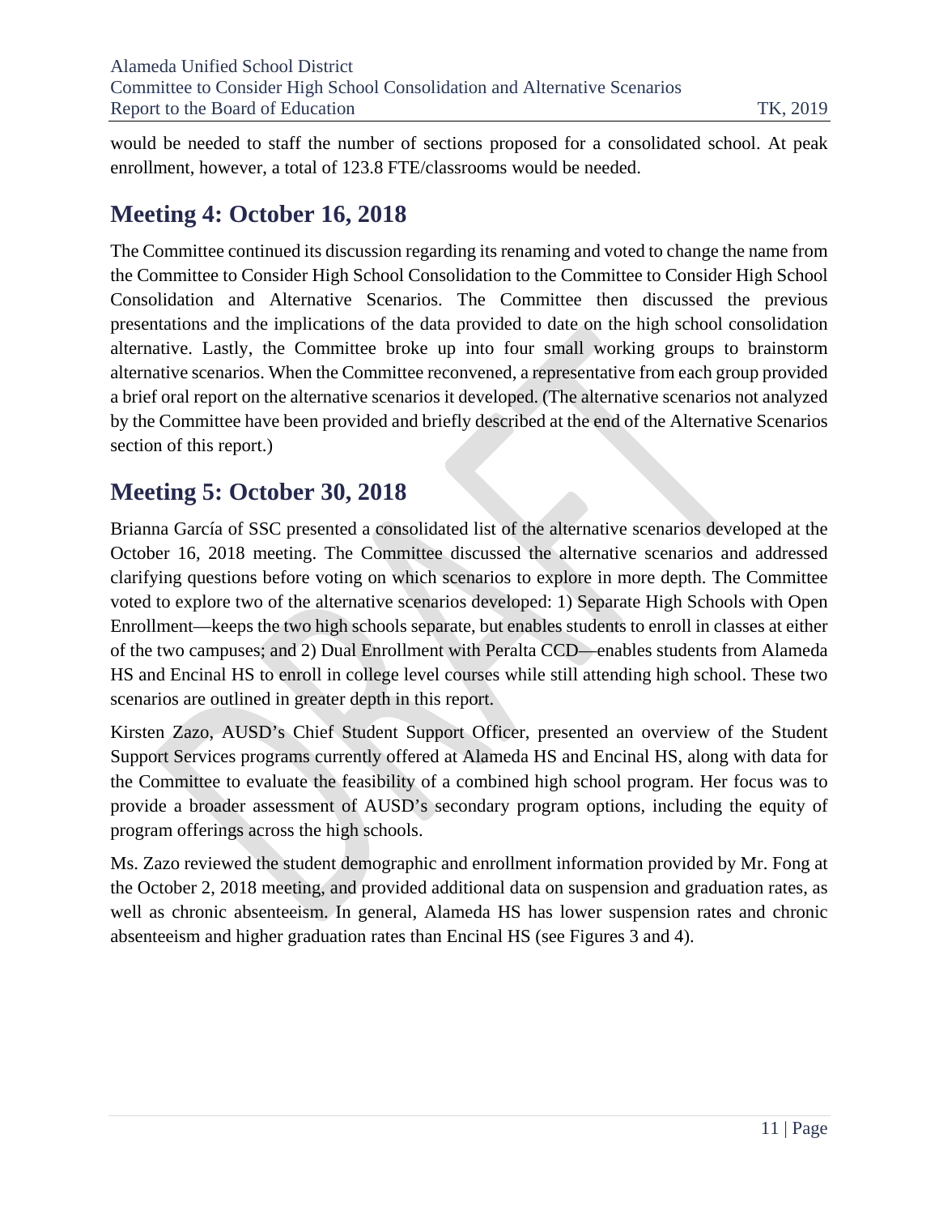would be needed to staff the number of sections proposed for a consolidated school. At peak enrollment, however, a total of 123.8 FTE/classrooms would be needed.

## Meeting 4: October 16, 2018

The Committee continued its discussion regarding its renaming and voted to change the name from the Committee to Consider High School Consolidation to the Committee to Consider High School Consolidation and Alternative Scenarios. The Committee then discussed the previous presentations and the implications of the data provided to date on the high school consolidation alternative. Lastly, the Committee broke up into four small working groups to brainstorm alternative scenarios. When the Committee reconvened, a representative from each group provided a brief oral report on the alternative scenarios it developed. (The alternative scenarios not analyzed by the Committee have been provided and briefly described at the end of the Alternative Scenarios section of this report.)

## Meeting 5: October 30, 2018

Brianna García of SSC presented a consolidated list of the alternative scenarios developed at the October 16, 2018 meeting. The Committee discussed the alternative scenarios and addressed clarifying questions before voting on which scenarios to explore in more depth. The Committee voted to explore two of the alternative scenarios developed: 1) Separate High Schools with Open Enrollment—keeps the two high schools separate, but enables students to enroll in classes at either of the two campuses; and 2) Dual Enrollment with Peralta CCD—enables students from Alameda HS and Encinal HS to enroll in college level courses while still attending high school. These two scenarios are outlined in greater depth in this report.

Kirsten Zazo, AUSD's Chief Student Support Officer, presented an overview of the Student Support Services programs currently offered at Alameda HS and Encinal HS, along with data for the Committee to evaluate the feasibility of a combined high school program. Her focus was to provide a broader assessment of AUSD's secondary program options, including the equity of program offerings across the high schools.

Ms. Zazo reviewed the student demographic and enrollment information provided by Mr. Fong at the October 2, 2018 meeting, and provided additional data on suspension and graduation rates, as well as chronic absenteeism. In general, Alameda HS has lower suspension rates and chronic absenteeism and higher graduation rates than Encinal HS (see Figures 3 and 4).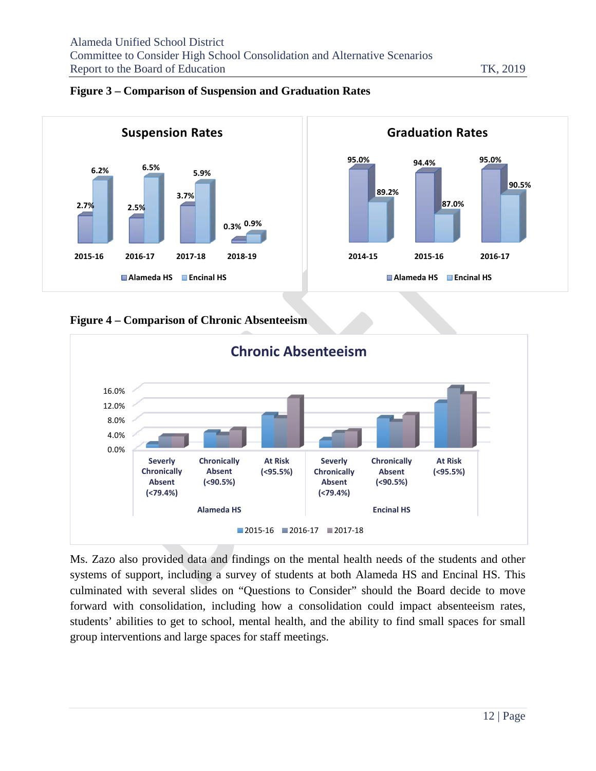**Figure 3 – Comparison of Suspension and Graduation Rates**

**Suspension Rates**

| | Alameda HS | Encinal HS |
|---|---|---|
| 2015-16 | 2.7% | 6.2% |
| 2016-17 | 2.5% | 6.5% |
| 2017-18 | 3.7% | 5.9% |
| 2018-19 | 0.3% | 0.9% |

**Graduation Rates**

| | Alameda HS | Encinal HS |
|---|---|---|
| 2014-15 | 95.0% | 89.2% |
| 2015-16 | 94.4% | 87.0% |
| 2016-17 | 95.0% | 90.5% |

**Figure 4 – Comparison of Chronic Absenteeism**

**Chronic Absenteeism**

Alameda HS: Severly Chronically Absent (<79.4%); Chronically Absent (<90.5%); At Risk (<95.5%)

Encinal HS: Severly Chronically Absent (<79.4%); Chronically Absent (<90.5%); At Risk (<95.5%)

Legend: 2015-16, 2016-17, 2017-18

Ms. Zazo also provided data and findings on the mental health needs of the students and other systems of support, including a survey of students at both Alameda HS and Encinal HS. This culminated with several slides on "Questions to Consider" should the Board decide to move forward with consolidation, including how a consolidation could impact absenteeism rates, students' abilities to get to school, mental health, and the ability to find small spaces for small group interventions and large spaces for staff meetings.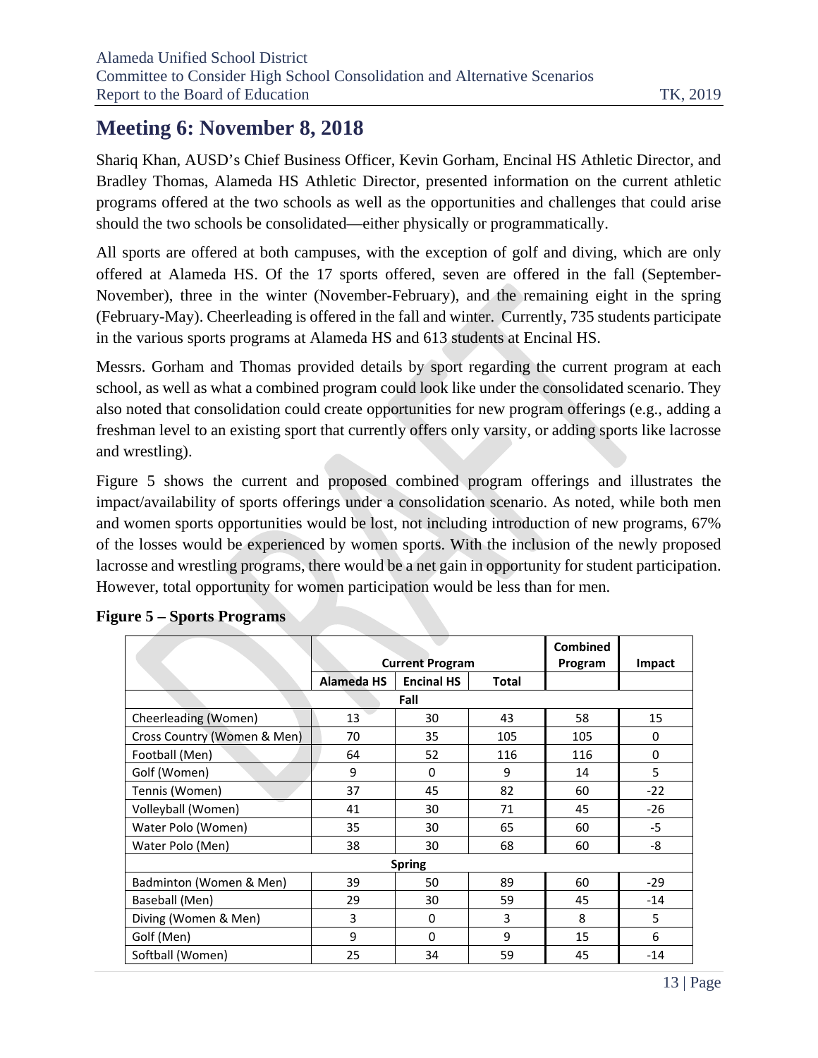## Meeting 6: November 8, 2018

Shariq Khan, AUSD's Chief Business Officer, Kevin Gorham, Encinal HS Athletic Director, and Bradley Thomas, Alameda HS Athletic Director, presented information on the current athletic programs offered at the two schools as well as the opportunities and challenges that could arise should the two schools be consolidated—either physically or programmatically.

All sports are offered at both campuses, with the exception of golf and diving, which are only offered at Alameda HS. Of the 17 sports offered, seven are offered in the fall (September-November), three in the winter (November-February), and the remaining eight in the spring (February-May). Cheerleading is offered in the fall and winter. Currently, 735 students participate in the various sports programs at Alameda HS and 613 students at Encinal HS.

Messrs. Gorham and Thomas provided details by sport regarding the current program at each school, as well as what a combined program could look like under the consolidated scenario. They also noted that consolidation could create opportunities for new program offerings (e.g., adding a freshman level to an existing sport that currently offers only varsity, or adding sports like lacrosse and wrestling).

Figure 5 shows the current and proposed combined program offerings and illustrates the impact/availability of sports offerings under a consolidation scenario. As noted, while both men and women sports opportunities would be lost, not including introduction of new programs, 67% of the losses would be experienced by women sports. With the inclusion of the newly proposed lacrosse and wrestling programs, there would be a net gain in opportunity for student participation. However, total opportunity for women participation would be less than for men.

**Figure 5 – Sports Programs**

| | Current Program | | | Combined Program | Impact |
|---|---|---|---|---|---|
| | Alameda HS | Encinal HS | Total | | |
| **Fall** | | | | | |
| Cheerleading (Women) | 13 | 30 | 43 | 58 | 15 |
| Cross Country (Women & Men) | 70 | 35 | 105 | 105 | 0 |
| Football (Men) | 64 | 52 | 116 | 116 | 0 |
| Golf (Women) | 9 | 0 | 9 | 14 | 5 |
| Tennis (Women) | 37 | 45 | 82 | 60 | -22 |
| Volleyball (Women) | 41 | 30 | 71 | 45 | -26 |
| Water Polo (Women) | 35 | 30 | 65 | 60 | -5 |
| Water Polo (Men) | 38 | 30 | 68 | 60 | -8 |
| **Spring** | | | | | |
| Badminton (Women & Men) | 39 | 50 | 89 | 60 | -29 |
| Baseball (Men) | 29 | 30 | 59 | 45 | -14 |
| Diving (Women & Men) | 3 | 0 | 3 | 8 | 5 |
| Golf (Men) | 9 | 0 | 9 | 15 | 6 |
| Softball (Women) | 25 | 34 | 59 | 45 | -14 |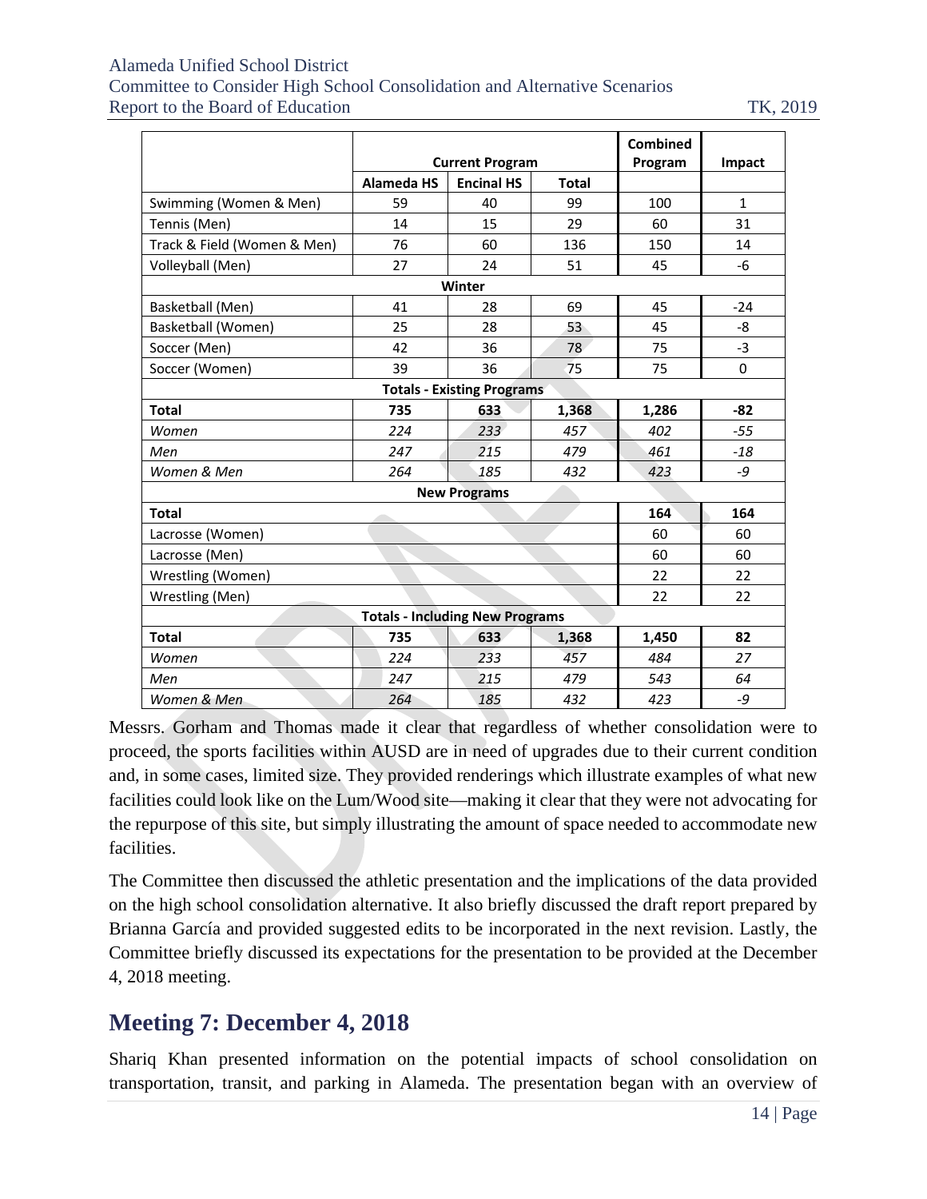| | Current Program | | | Combined Program | Impact |
|---|---|---|---|---|---|
| | Alameda HS | Encinal HS | Total | | |
| Swimming (Women & Men) | 59 | 40 | 99 | 100 | 1 |
| Tennis (Men) | 14 | 15 | 29 | 60 | 31 |
| Track & Field (Women & Men) | 76 | 60 | 136 | 150 | 14 |
| Volleyball (Men) | 27 | 24 | 51 | 45 | -6 |
| **Winter** | | | | | |
| Basketball (Men) | 41 | 28 | 69 | 45 | -24 |
| Basketball (Women) | 25 | 28 | 53 | 45 | -8 |
| Soccer (Men) | 42 | 36 | 78 | 75 | -3 |
| Soccer (Women) | 39 | 36 | 75 | 75 | 0 |
| **Totals - Existing Programs** | | | | | |
| **Total** | **735** | **633** | **1,368** | **1,286** | **-82** |
| *Women* | *224* | *233* | *457* | *402* | *-55* |
| *Men* | *247* | *215* | *479* | *461* | *-18* |
| *Women & Men* | *264* | *185* | *432* | *423* | *-9* |
| **New Programs** | | | | | |
| **Total** | | | | **164** | **164** |
| Lacrosse (Women) | | | | 60 | 60 |
| Lacrosse (Men) | | | | 60 | 60 |
| Wrestling (Women) | | | | 22 | 22 |
| Wrestling (Men) | | | | 22 | 22 |
| **Totals - Including New Programs** | | | | | |
| **Total** | **735** | **633** | **1,368** | **1,450** | **82** |
| *Women* | *224* | *233* | *457* | *484* | *27* |
| *Men* | *247* | *215* | *479* | *543* | *64* |
| *Women & Men* | *264* | *185* | *432* | *423* | *-9* |

Messrs. Gorham and Thomas made it clear that regardless of whether consolidation were to proceed, the sports facilities within AUSD are in need of upgrades due to their current condition and, in some cases, limited size. They provided renderings which illustrate examples of what new facilities could look like on the Lum/Wood site—making it clear that they were not advocating for the repurpose of this site, but simply illustrating the amount of space needed to accommodate new facilities.

The Committee then discussed the athletic presentation and the implications of the data provided on the high school consolidation alternative. It also briefly discussed the draft report prepared by Brianna García and provided suggested edits to be incorporated in the next revision. Lastly, the Committee briefly discussed its expectations for the presentation to be provided at the December 4, 2018 meeting.

## Meeting 7: December 4, 2018

Shariq Khan presented information on the potential impacts of school consolidation on transportation, transit, and parking in Alameda. The presentation began with an overview of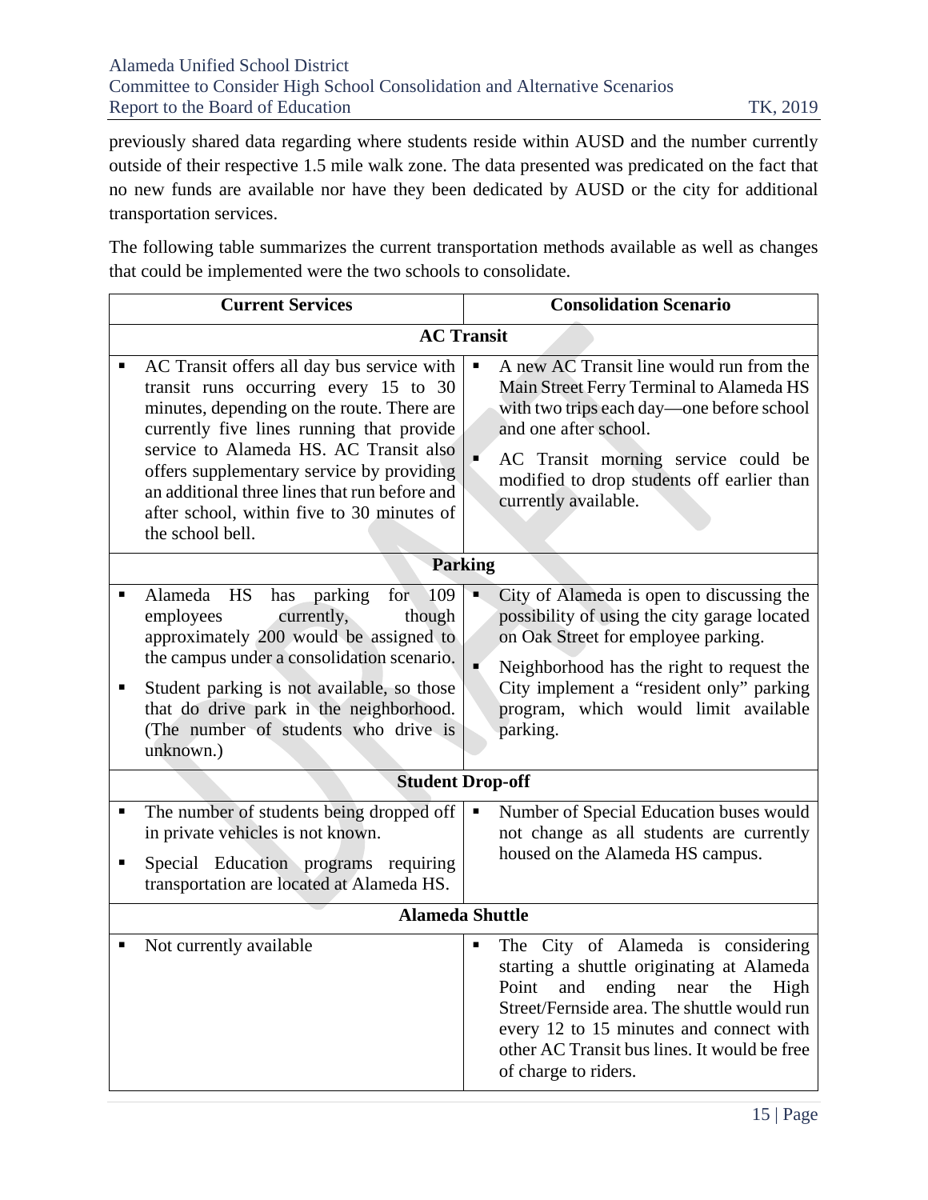previously shared data regarding where students reside within AUSD and the number currently outside of their respective 1.5 mile walk zone. The data presented was predicated on the fact that no new funds are available nor have they been dedicated by AUSD or the city for additional transportation services.

The following table summarizes the current transportation methods available as well as changes that could be implemented were the two schools to consolidate.

| Current Services | Consolidation Scenario |
| --- | --- |
| **AC Transit** | |
| ▪ AC Transit offers all day bus service with transit runs occurring every 15 to 30 minutes, depending on the route. There are currently five lines running that provide service to Alameda HS. AC Transit also offers supplementary service by providing an additional three lines that run before and after school, within five to 30 minutes of the school bell. | ▪ A new AC Transit line would run from the Main Street Ferry Terminal to Alameda HS with two trips each day—one before school and one after school.<br>▪ AC Transit morning service could be modified to drop students off earlier than currently available. |
| **Parking** | |
| ▪ Alameda HS has parking for 109 employees currently, though approximately 200 would be assigned to the campus under a consolidation scenario.<br>▪ Student parking is not available, so those that do drive park in the neighborhood. (The number of students who drive is unknown.) | ▪ City of Alameda is open to discussing the possibility of using the city garage located on Oak Street for employee parking.<br>▪ Neighborhood has the right to request the City implement a "resident only" parking program, which would limit available parking. |
| **Student Drop-off** | |
| ▪ The number of students being dropped off in private vehicles is not known.<br>▪ Special Education programs requiring transportation are located at Alameda HS. | ▪ Number of Special Education buses would not change as all students are currently housed on the Alameda HS campus. |
| **Alameda Shuttle** | |
| ▪ Not currently available | ▪ The City of Alameda is considering starting a shuttle originating at Alameda Point and ending near the High Street/Fernside area. The shuttle would run every 12 to 15 minutes and connect with other AC Transit bus lines. It would be free of charge to riders. |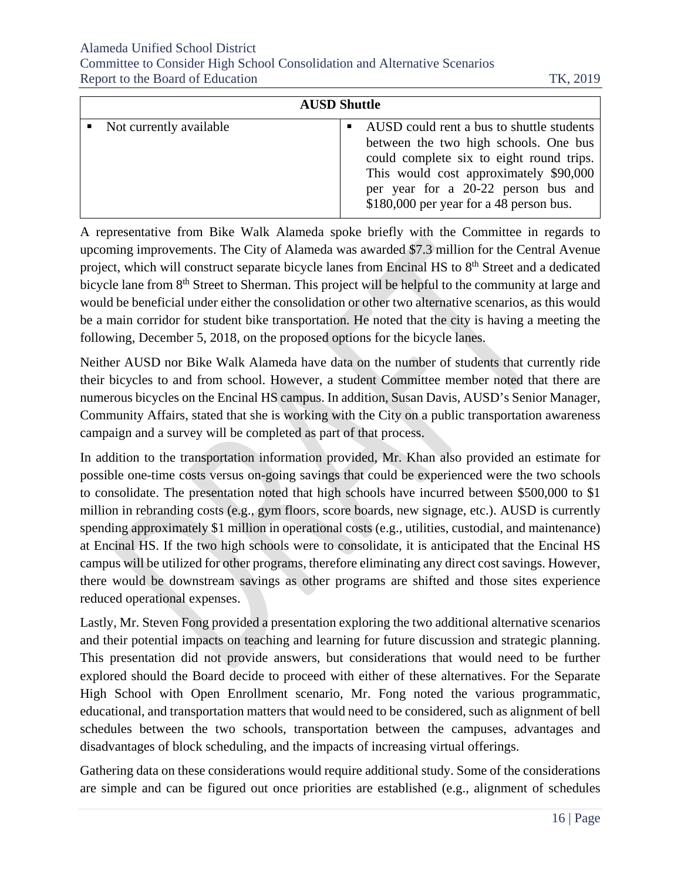| AUSD Shuttle | |
|---|---|
| ▪ Not currently available | ▪ AUSD could rent a bus to shuttle students between the two high schools. One bus could complete six to eight round trips. This would cost approximately $90,000 per year for a 20-22 person bus and $180,000 per year for a 48 person bus. |

A representative from Bike Walk Alameda spoke briefly with the Committee in regards to upcoming improvements. The City of Alameda was awarded $7.3 million for the Central Avenue project, which will construct separate bicycle lanes from Encinal HS to 8th Street and a dedicated bicycle lane from 8th Street to Sherman. This project will be helpful to the community at large and would be beneficial under either the consolidation or other two alternative scenarios, as this would be a main corridor for student bike transportation. He noted that the city is having a meeting the following, December 5, 2018, on the proposed options for the bicycle lanes.

Neither AUSD nor Bike Walk Alameda have data on the number of students that currently ride their bicycles to and from school. However, a student Committee member noted that there are numerous bicycles on the Encinal HS campus. In addition, Susan Davis, AUSD's Senior Manager, Community Affairs, stated that she is working with the City on a public transportation awareness campaign and a survey will be completed as part of that process.

In addition to the transportation information provided, Mr. Khan also provided an estimate for possible one-time costs versus on-going savings that could be experienced were the two schools to consolidate. The presentation noted that high schools have incurred between $500,000 to $1 million in rebranding costs (e.g., gym floors, score boards, new signage, etc.). AUSD is currently spending approximately $1 million in operational costs (e.g., utilities, custodial, and maintenance) at Encinal HS. If the two high schools were to consolidate, it is anticipated that the Encinal HS campus will be utilized for other programs, therefore eliminating any direct cost savings. However, there would be downstream savings as other programs are shifted and those sites experience reduced operational expenses.

Lastly, Mr. Steven Fong provided a presentation exploring the two additional alternative scenarios and their potential impacts on teaching and learning for future discussion and strategic planning. This presentation did not provide answers, but considerations that would need to be further explored should the Board decide to proceed with either of these alternatives. For the Separate High School with Open Enrollment scenario, Mr. Fong noted the various programmatic, educational, and transportation matters that would need to be considered, such as alignment of bell schedules between the two schools, transportation between the campuses, advantages and disadvantages of block scheduling, and the impacts of increasing virtual offerings.

Gathering data on these considerations would require additional study. Some of the considerations are simple and can be figured out once priorities are established (e.g., alignment of schedules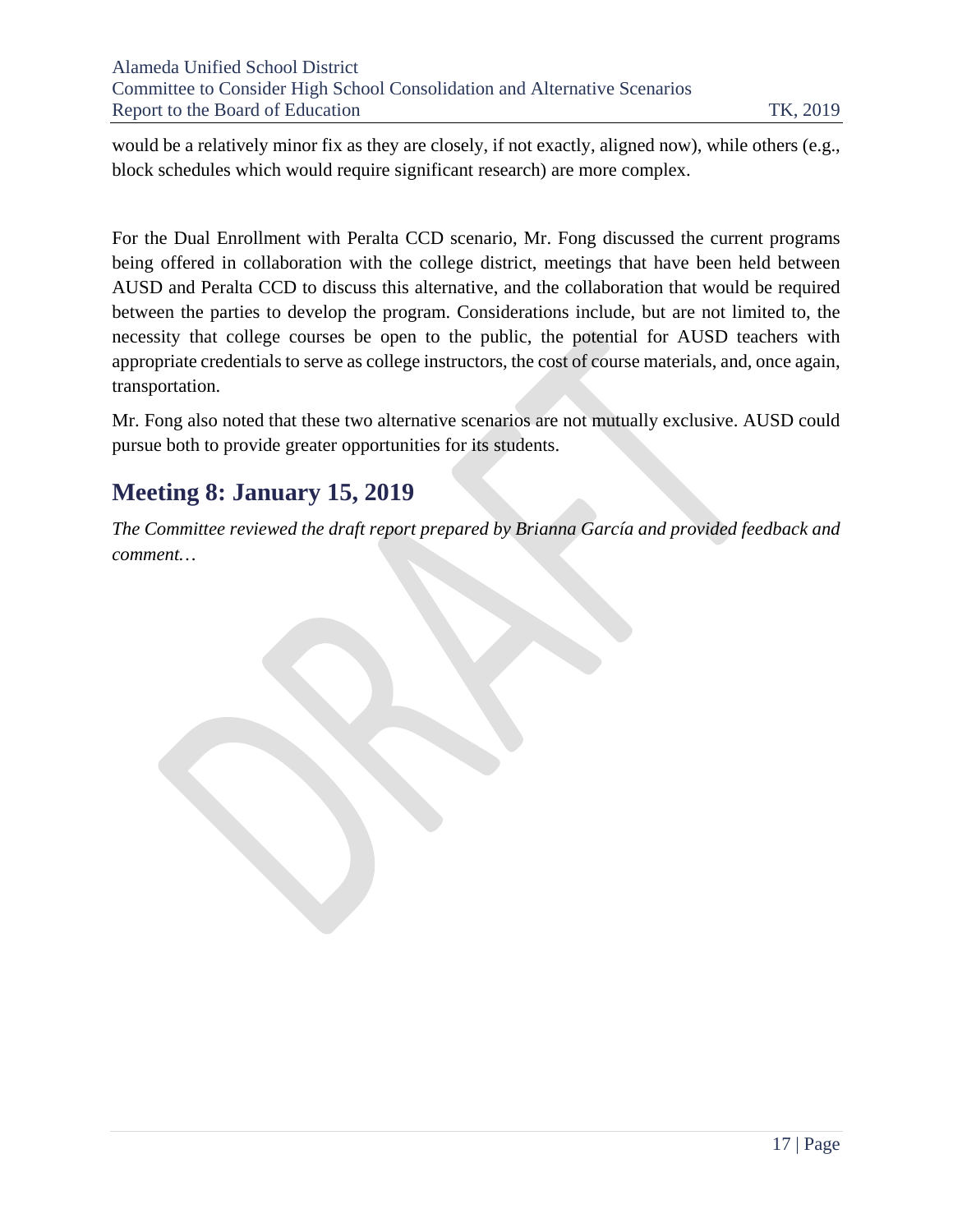would be a relatively minor fix as they are closely, if not exactly, aligned now), while others (e.g., block schedules which would require significant research) are more complex.

For the Dual Enrollment with Peralta CCD scenario, Mr. Fong discussed the current programs being offered in collaboration with the college district, meetings that have been held between AUSD and Peralta CCD to discuss this alternative, and the collaboration that would be required between the parties to develop the program. Considerations include, but are not limited to, the necessity that college courses be open to the public, the potential for AUSD teachers with appropriate credentials to serve as college instructors, the cost of course materials, and, once again, transportation.

Mr. Fong also noted that these two alternative scenarios are not mutually exclusive. AUSD could pursue both to provide greater opportunities for its students.

## Meeting 8: January 15, 2019

*The Committee reviewed the draft report prepared by Brianna García and provided feedback and comment…*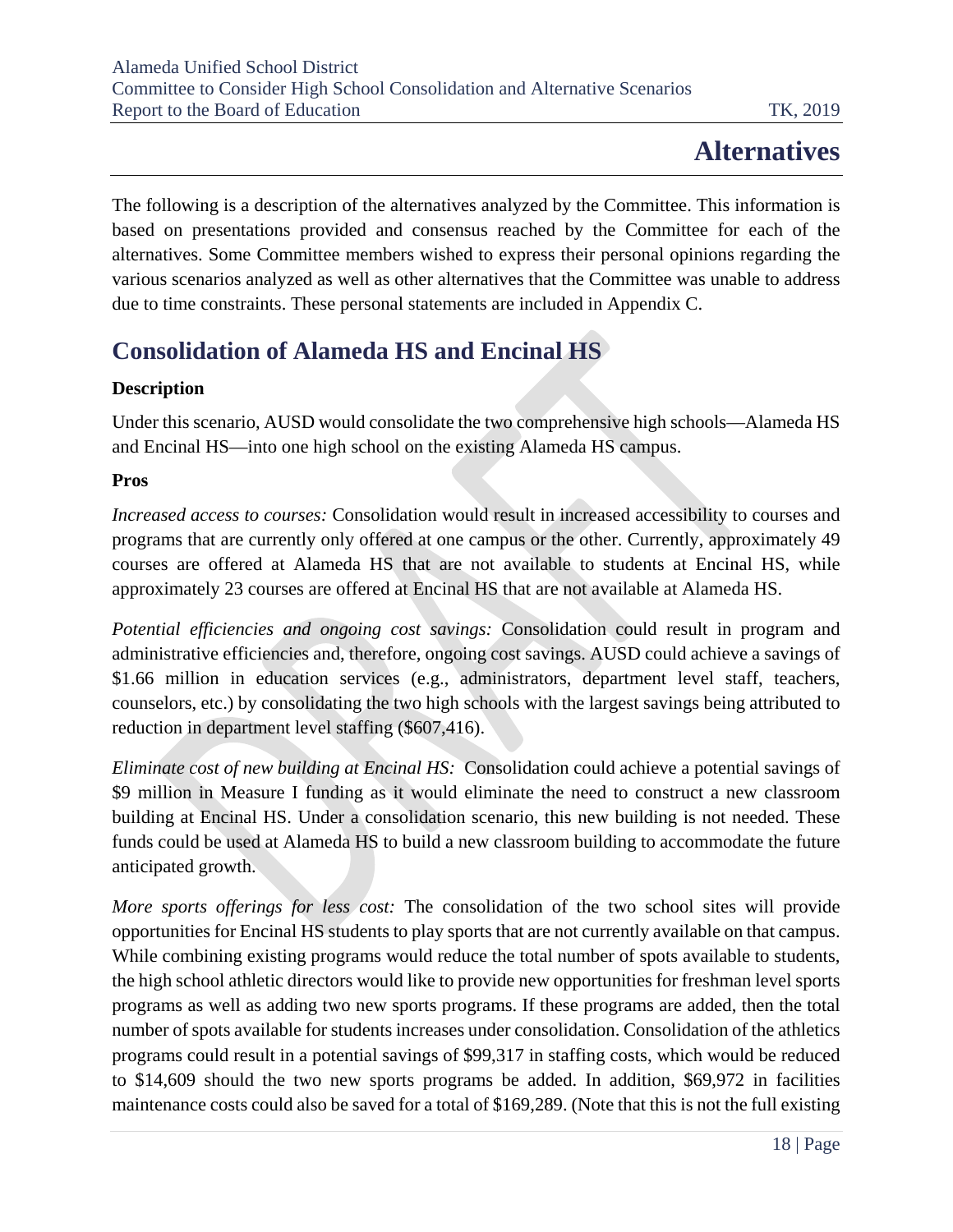# Alternatives

The following is a description of the alternatives analyzed by the Committee. This information is based on presentations provided and consensus reached by the Committee for each of the alternatives. Some Committee members wished to express their personal opinions regarding the various scenarios analyzed as well as other alternatives that the Committee was unable to address due to time constraints. These personal statements are included in Appendix C.

## Consolidation of Alameda HS and Encinal HS

**Description**

Under this scenario, AUSD would consolidate the two comprehensive high schools—Alameda HS and Encinal HS—into one high school on the existing Alameda HS campus.

**Pros**

*Increased access to courses:* Consolidation would result in increased accessibility to courses and programs that are currently only offered at one campus or the other. Currently, approximately 49 courses are offered at Alameda HS that are not available to students at Encinal HS, while approximately 23 courses are offered at Encinal HS that are not available at Alameda HS.

*Potential efficiencies and ongoing cost savings:* Consolidation could result in program and administrative efficiencies and, therefore, ongoing cost savings. AUSD could achieve a savings of $1.66 million in education services (e.g., administrators, department level staff, teachers, counselors, etc.) by consolidating the two high schools with the largest savings being attributed to reduction in department level staffing ($607,416).

*Eliminate cost of new building at Encinal HS:* Consolidation could achieve a potential savings of $9 million in Measure I funding as it would eliminate the need to construct a new classroom building at Encinal HS. Under a consolidation scenario, this new building is not needed. These funds could be used at Alameda HS to build a new classroom building to accommodate the future anticipated growth.

*More sports offerings for less cost:* The consolidation of the two school sites will provide opportunities for Encinal HS students to play sports that are not currently available on that campus. While combining existing programs would reduce the total number of spots available to students, the high school athletic directors would like to provide new opportunities for freshman level sports programs as well as adding two new sports programs. If these programs are added, then the total number of spots available for students increases under consolidation. Consolidation of the athletics programs could result in a potential savings of $99,317 in staffing costs, which would be reduced to $14,609 should the two new sports programs be added. In addition, $69,972 in facilities maintenance costs could also be saved for a total of $169,289. (Note that this is not the full existing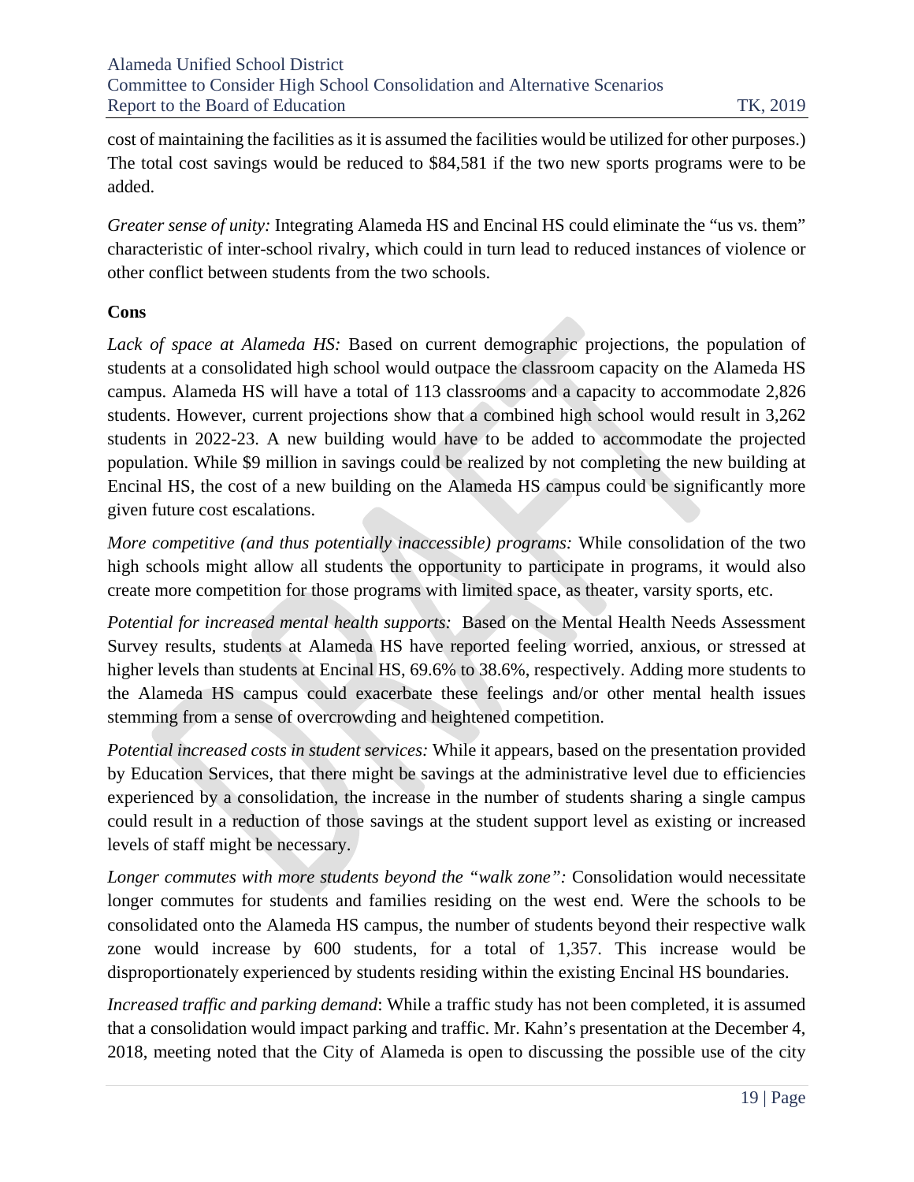cost of maintaining the facilities as it is assumed the facilities would be utilized for other purposes.) The total cost savings would be reduced to $84,581 if the two new sports programs were to be added.

*Greater sense of unity:* Integrating Alameda HS and Encinal HS could eliminate the "us vs. them" characteristic of inter-school rivalry, which could in turn lead to reduced instances of violence or other conflict between students from the two schools.

**Cons**

*Lack of space at Alameda HS:* Based on current demographic projections, the population of students at a consolidated high school would outpace the classroom capacity on the Alameda HS campus. Alameda HS will have a total of 113 classrooms and a capacity to accommodate 2,826 students. However, current projections show that a combined high school would result in 3,262 students in 2022-23. A new building would have to be added to accommodate the projected population. While $9 million in savings could be realized by not completing the new building at Encinal HS, the cost of a new building on the Alameda HS campus could be significantly more given future cost escalations.

*More competitive (and thus potentially inaccessible) programs:* While consolidation of the two high schools might allow all students the opportunity to participate in programs, it would also create more competition for those programs with limited space, as theater, varsity sports, etc.

*Potential for increased mental health supports:* Based on the Mental Health Needs Assessment Survey results, students at Alameda HS have reported feeling worried, anxious, or stressed at higher levels than students at Encinal HS, 69.6% to 38.6%, respectively. Adding more students to the Alameda HS campus could exacerbate these feelings and/or other mental health issues stemming from a sense of overcrowding and heightened competition.

*Potential increased costs in student services:* While it appears, based on the presentation provided by Education Services, that there might be savings at the administrative level due to efficiencies experienced by a consolidation, the increase in the number of students sharing a single campus could result in a reduction of those savings at the student support level as existing or increased levels of staff might be necessary.

*Longer commutes with more students beyond the "walk zone":* Consolidation would necessitate longer commutes for students and families residing on the west end. Were the schools to be consolidated onto the Alameda HS campus, the number of students beyond their respective walk zone would increase by 600 students, for a total of 1,357. This increase would be disproportionately experienced by students residing within the existing Encinal HS boundaries.

*Increased traffic and parking demand*: While a traffic study has not been completed, it is assumed that a consolidation would impact parking and traffic. Mr. Kahn's presentation at the December 4, 2018, meeting noted that the City of Alameda is open to discussing the possible use of the city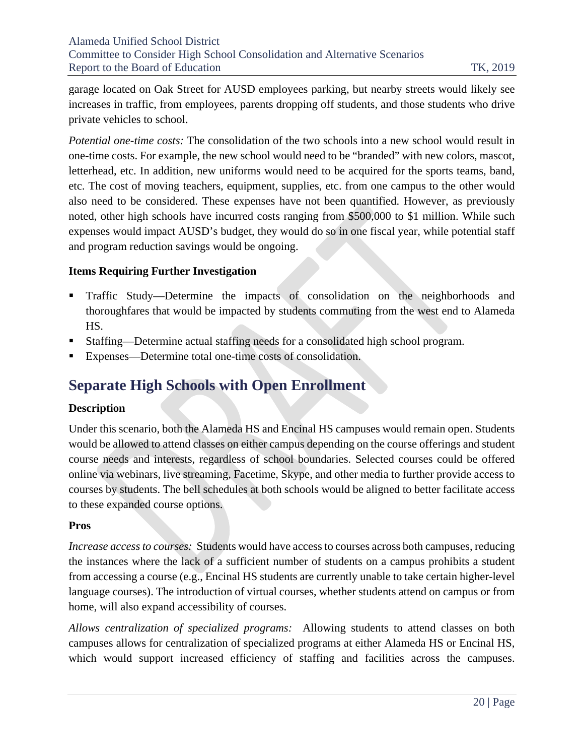garage located on Oak Street for AUSD employees parking, but nearby streets would likely see increases in traffic, from employees, parents dropping off students, and those students who drive private vehicles to school.

*Potential one-time costs:* The consolidation of the two schools into a new school would result in one-time costs. For example, the new school would need to be "branded" with new colors, mascot, letterhead, etc. In addition, new uniforms would need to be acquired for the sports teams, band, etc. The cost of moving teachers, equipment, supplies, etc. from one campus to the other would also need to be considered. These expenses have not been quantified. However, as previously noted, other high schools have incurred costs ranging from $500,000 to $1 million. While such expenses would impact AUSD's budget, they would do so in one fiscal year, while potential staff and program reduction savings would be ongoing.

**Items Requiring Further Investigation**

- Traffic Study—Determine the impacts of consolidation on the neighborhoods and thoroughfares that would be impacted by students commuting from the west end to Alameda HS.
- Staffing—Determine actual staffing needs for a consolidated high school program.
- Expenses—Determine total one-time costs of consolidation.

## Separate High Schools with Open Enrollment

**Description**

Under this scenario, both the Alameda HS and Encinal HS campuses would remain open. Students would be allowed to attend classes on either campus depending on the course offerings and student course needs and interests, regardless of school boundaries. Selected courses could be offered online via webinars, live streaming, Facetime, Skype, and other media to further provide access to courses by students. The bell schedules at both schools would be aligned to better facilitate access to these expanded course options.

**Pros**

*Increase access to courses:* Students would have access to courses across both campuses, reducing the instances where the lack of a sufficient number of students on a campus prohibits a student from accessing a course (e.g., Encinal HS students are currently unable to take certain higher-level language courses). The introduction of virtual courses, whether students attend on campus or from home, will also expand accessibility of courses.

*Allows centralization of specialized programs:* Allowing students to attend classes on both campuses allows for centralization of specialized programs at either Alameda HS or Encinal HS, which would support increased efficiency of staffing and facilities across the campuses.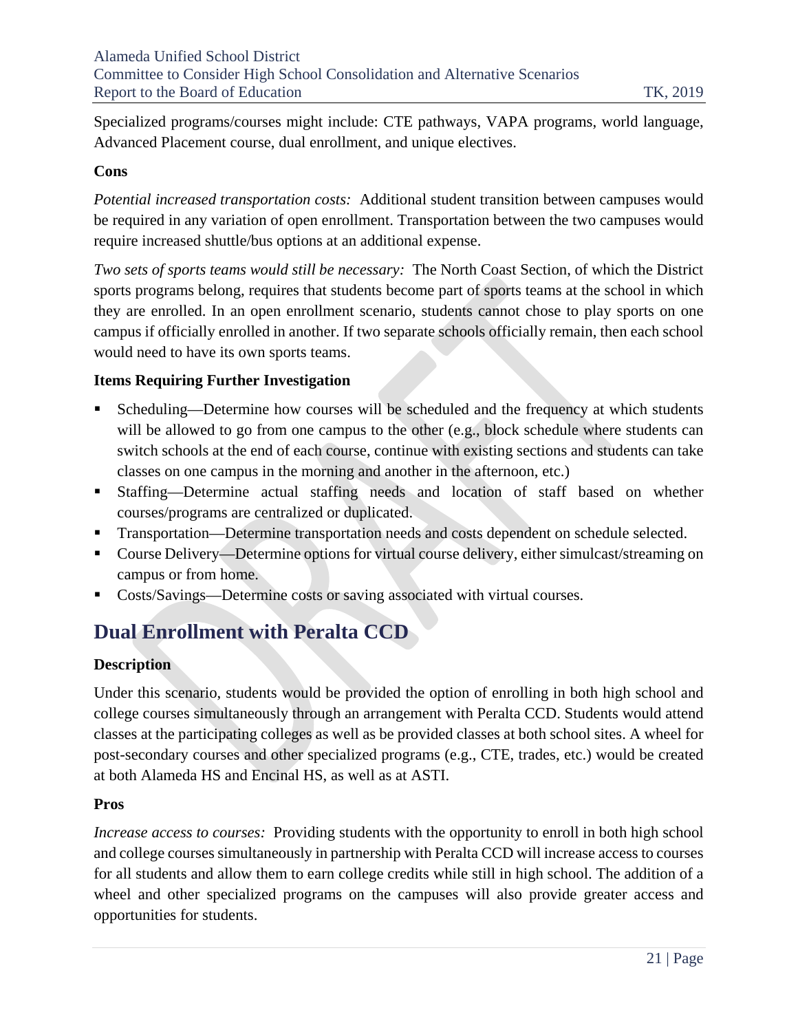Specialized programs/courses might include: CTE pathways, VAPA programs, world language, Advanced Placement course, dual enrollment, and unique electives.

**Cons**

*Potential increased transportation costs:* Additional student transition between campuses would be required in any variation of open enrollment. Transportation between the two campuses would require increased shuttle/bus options at an additional expense.

*Two sets of sports teams would still be necessary:* The North Coast Section, of which the District sports programs belong, requires that students become part of sports teams at the school in which they are enrolled. In an open enrollment scenario, students cannot chose to play sports on one campus if officially enrolled in another. If two separate schools officially remain, then each school would need to have its own sports teams.

**Items Requiring Further Investigation**

- Scheduling—Determine how courses will be scheduled and the frequency at which students will be allowed to go from one campus to the other (e.g., block schedule where students can switch schools at the end of each course, continue with existing sections and students can take classes on one campus in the morning and another in the afternoon, etc.)
- Staffing—Determine actual staffing needs and location of staff based on whether courses/programs are centralized or duplicated.
- Transportation—Determine transportation needs and costs dependent on schedule selected.
- Course Delivery—Determine options for virtual course delivery, either simulcast/streaming on campus or from home.
- Costs/Savings—Determine costs or saving associated with virtual courses.

## Dual Enrollment with Peralta CCD

**Description**

Under this scenario, students would be provided the option of enrolling in both high school and college courses simultaneously through an arrangement with Peralta CCD. Students would attend classes at the participating colleges as well as be provided classes at both school sites. A wheel for post-secondary courses and other specialized programs (e.g., CTE, trades, etc.) would be created at both Alameda HS and Encinal HS, as well as at ASTI.

**Pros**

*Increase access to courses:* Providing students with the opportunity to enroll in both high school and college courses simultaneously in partnership with Peralta CCD will increase access to courses for all students and allow them to earn college credits while still in high school. The addition of a wheel and other specialized programs on the campuses will also provide greater access and opportunities for students.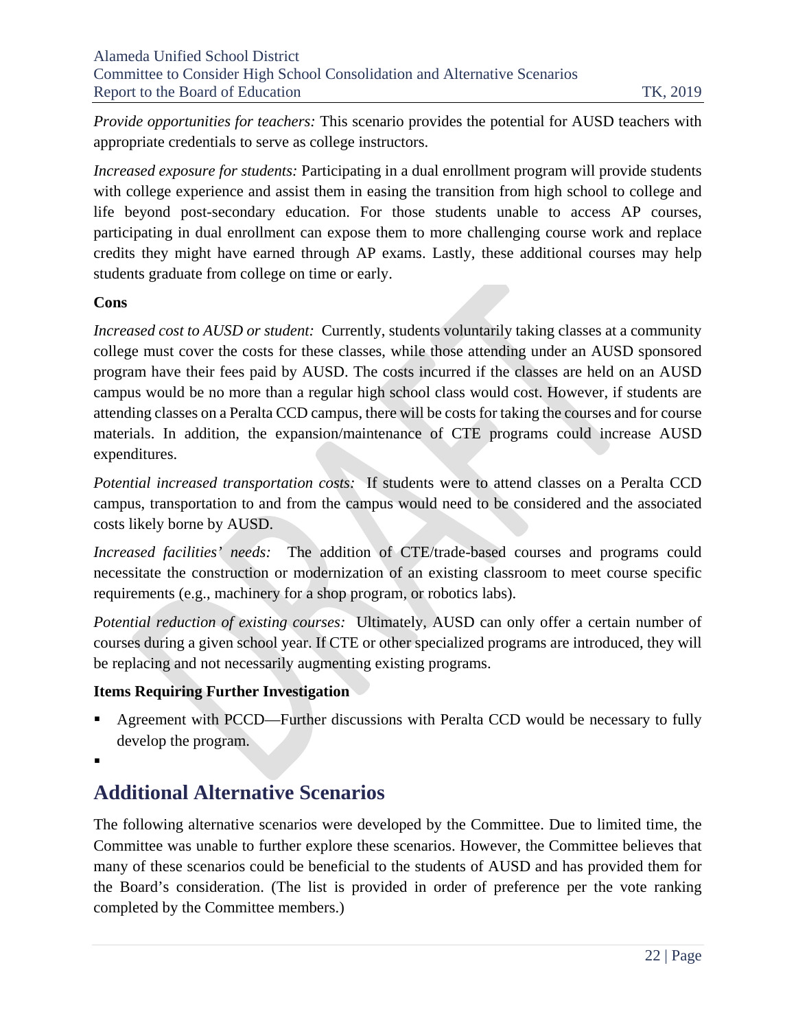*Provide opportunities for teachers:* This scenario provides the potential for AUSD teachers with appropriate credentials to serve as college instructors.

*Increased exposure for students:* Participating in a dual enrollment program will provide students with college experience and assist them in easing the transition from high school to college and life beyond post-secondary education. For those students unable to access AP courses, participating in dual enrollment can expose them to more challenging course work and replace credits they might have earned through AP exams. Lastly, these additional courses may help students graduate from college on time or early.

**Cons**

*Increased cost to AUSD or student:* Currently, students voluntarily taking classes at a community college must cover the costs for these classes, while those attending under an AUSD sponsored program have their fees paid by AUSD. The costs incurred if the classes are held on an AUSD campus would be no more than a regular high school class would cost. However, if students are attending classes on a Peralta CCD campus, there will be costs for taking the courses and for course materials. In addition, the expansion/maintenance of CTE programs could increase AUSD expenditures.

*Potential increased transportation costs:* If students were to attend classes on a Peralta CCD campus, transportation to and from the campus would need to be considered and the associated costs likely borne by AUSD.

*Increased facilities' needs:* The addition of CTE/trade-based courses and programs could necessitate the construction or modernization of an existing classroom to meet course specific requirements (e.g., machinery for a shop program, or robotics labs).

*Potential reduction of existing courses:* Ultimately, AUSD can only offer a certain number of courses during a given school year. If CTE or other specialized programs are introduced, they will be replacing and not necessarily augmenting existing programs.

**Items Requiring Further Investigation**

- Agreement with PCCD—Further discussions with Peralta CCD would be necessary to fully develop the program.
-

## Additional Alternative Scenarios

The following alternative scenarios were developed by the Committee. Due to limited time, the Committee was unable to further explore these scenarios. However, the Committee believes that many of these scenarios could be beneficial to the students of AUSD and has provided them for the Board's consideration. (The list is provided in order of preference per the vote ranking completed by the Committee members.)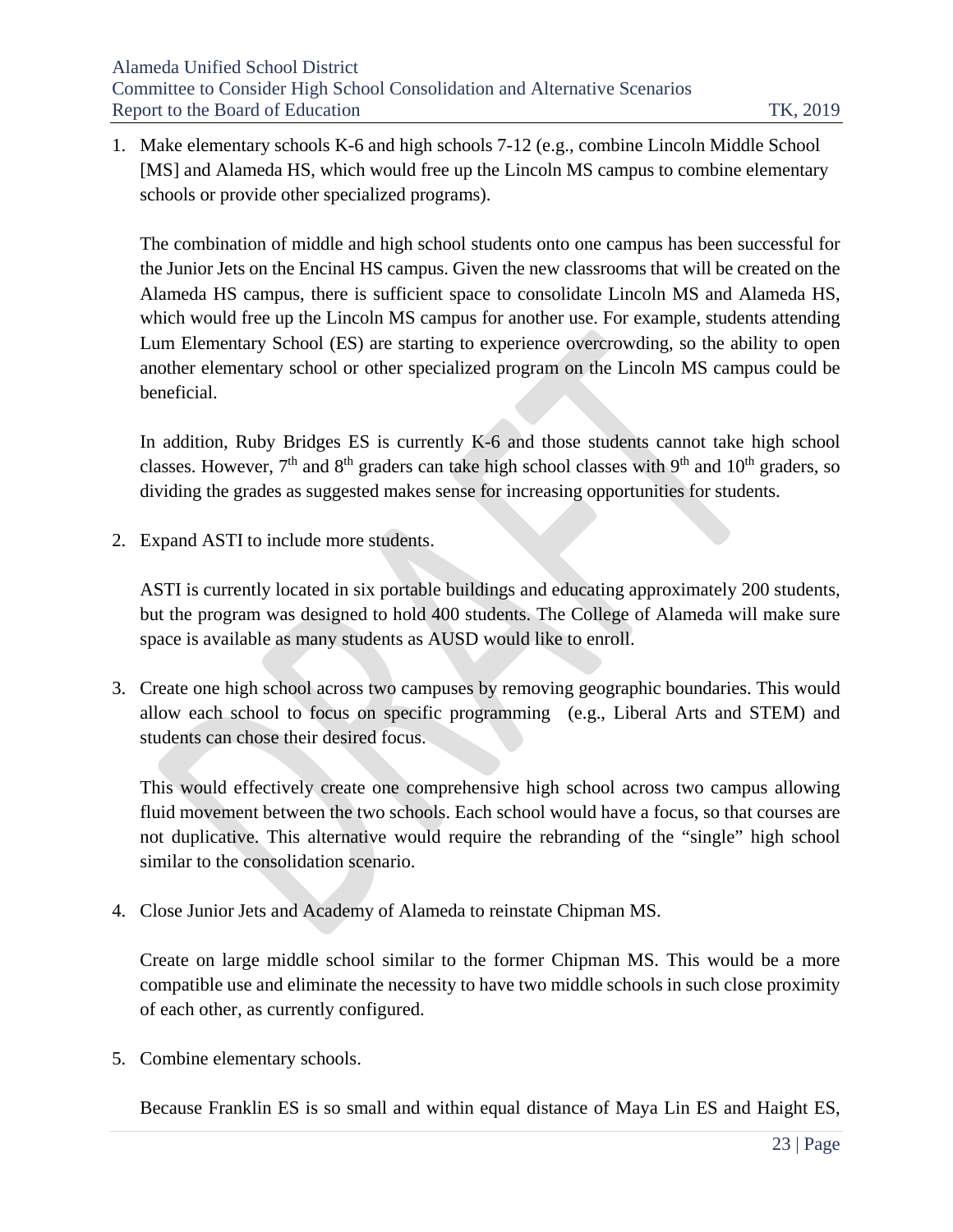1. Make elementary schools K-6 and high schools 7-12 (e.g., combine Lincoln Middle School [MS] and Alameda HS, which would free up the Lincoln MS campus to combine elementary schools or provide other specialized programs).

   The combination of middle and high school students onto one campus has been successful for the Junior Jets on the Encinal HS campus. Given the new classrooms that will be created on the Alameda HS campus, there is sufficient space to consolidate Lincoln MS and Alameda HS, which would free up the Lincoln MS campus for another use. For example, students attending Lum Elementary School (ES) are starting to experience overcrowding, so the ability to open another elementary school or other specialized program on the Lincoln MS campus could be beneficial.

   In addition, Ruby Bridges ES is currently K-6 and those students cannot take high school classes. However, 7th and 8th graders can take high school classes with 9th and 10th graders, so dividing the grades as suggested makes sense for increasing opportunities for students.

2. Expand ASTI to include more students.

   ASTI is currently located in six portable buildings and educating approximately 200 students, but the program was designed to hold 400 students. The College of Alameda will make sure space is available as many students as AUSD would like to enroll.

3. Create one high school across two campuses by removing geographic boundaries. This would allow each school to focus on specific programming (e.g., Liberal Arts and STEM) and students can chose their desired focus.

   This would effectively create one comprehensive high school across two campus allowing fluid movement between the two schools. Each school would have a focus, so that courses are not duplicative. This alternative would require the rebranding of the "single" high school similar to the consolidation scenario.

4. Close Junior Jets and Academy of Alameda to reinstate Chipman MS.

   Create on large middle school similar to the former Chipman MS. This would be a more compatible use and eliminate the necessity to have two middle schools in such close proximity of each other, as currently configured.

5. Combine elementary schools.

   Because Franklin ES is so small and within equal distance of Maya Lin ES and Haight ES,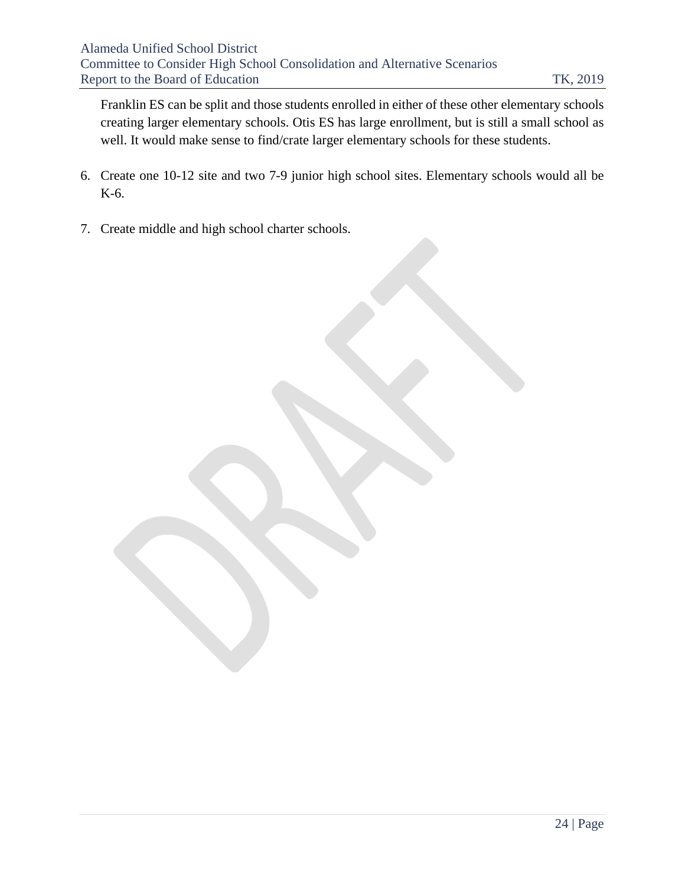Franklin ES can be split and those students enrolled in either of these other elementary schools creating larger elementary schools. Otis ES has large enrollment, but is still a small school as well. It would make sense to find/crate larger elementary schools for these students.

6. Create one 10-12 site and two 7-9 junior high school sites. Elementary schools would all be K-6.

7. Create middle and high school charter schools.